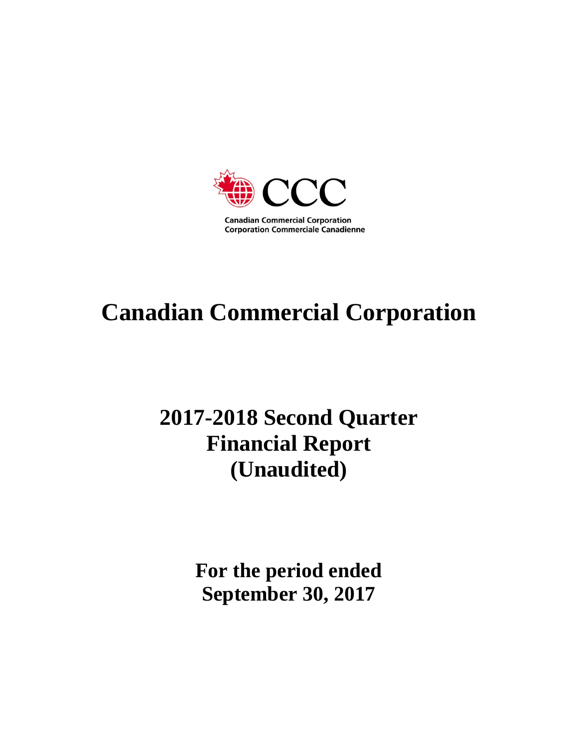CCC

Canadian Commercial Corporation
Corporation Commerciale Canadienne

# Canadian Commercial Corporation

## 2017-2018 Second Quarter Financial Report (Unaudited)

**For the period ended September 30, 2017**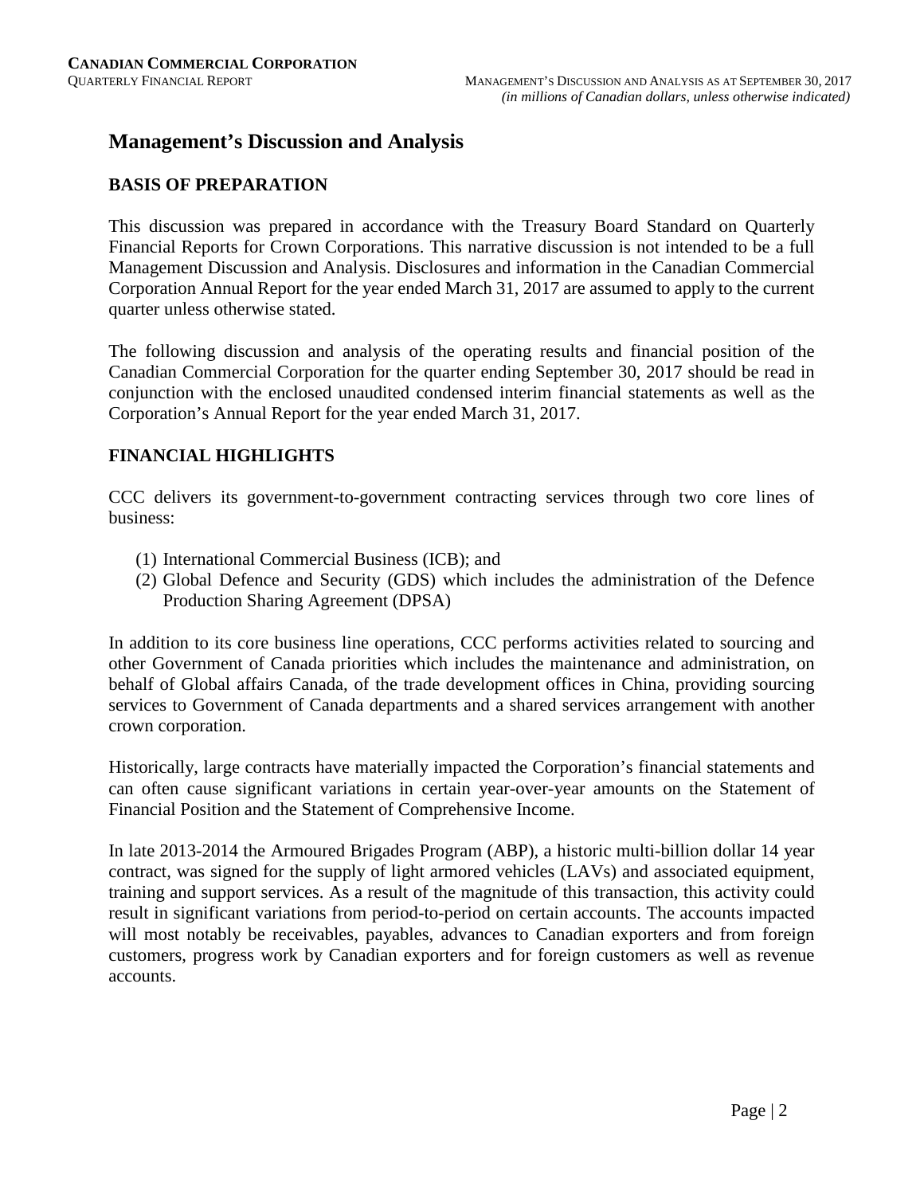# Management's Discussion and Analysis

## BASIS OF PREPARATION

This discussion was prepared in accordance with the Treasury Board Standard on Quarterly Financial Reports for Crown Corporations. This narrative discussion is not intended to be a full Management Discussion and Analysis. Disclosures and information in the Canadian Commercial Corporation Annual Report for the year ended March 31, 2017 are assumed to apply to the current quarter unless otherwise stated.

The following discussion and analysis of the operating results and financial position of the Canadian Commercial Corporation for the quarter ending September 30, 2017 should be read in conjunction with the enclosed unaudited condensed interim financial statements as well as the Corporation's Annual Report for the year ended March 31, 2017.

## FINANCIAL HIGHLIGHTS

CCC delivers its government-to-government contracting services through two core lines of business:

(1) International Commercial Business (ICB); and
(2) Global Defence and Security (GDS) which includes the administration of the Defence Production Sharing Agreement (DPSA)

In addition to its core business line operations, CCC performs activities related to sourcing and other Government of Canada priorities which includes the maintenance and administration, on behalf of Global affairs Canada, of the trade development offices in China, providing sourcing services to Government of Canada departments and a shared services arrangement with another crown corporation.

Historically, large contracts have materially impacted the Corporation's financial statements and can often cause significant variations in certain year-over-year amounts on the Statement of Financial Position and the Statement of Comprehensive Income.

In late 2013-2014 the Armoured Brigades Program (ABP), a historic multi-billion dollar 14 year contract, was signed for the supply of light armored vehicles (LAVs) and associated equipment, training and support services. As a result of the magnitude of this transaction, this activity could result in significant variations from period-to-period on certain accounts. The accounts impacted will most notably be receivables, payables, advances to Canadian exporters and from foreign customers, progress work by Canadian exporters and for foreign customers as well as revenue accounts.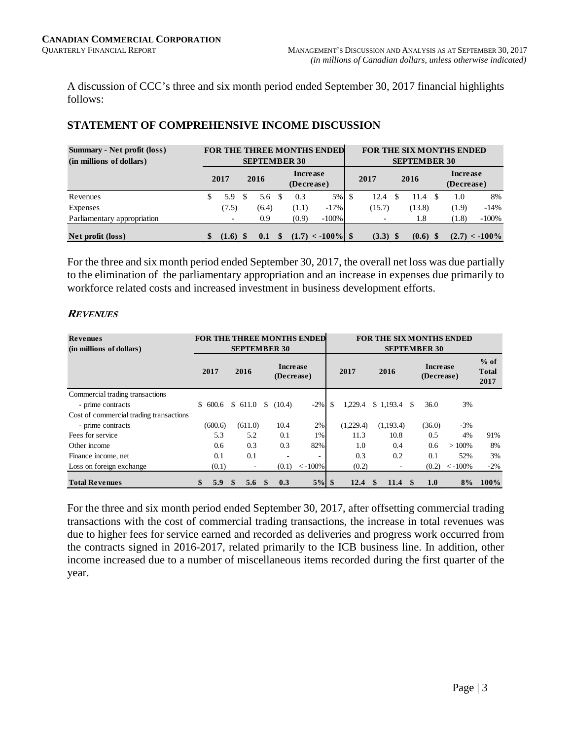A discussion of CCC's three and six month period ended September 30, 2017 financial highlights follows:

## STATEMENT OF COMPREHENSIVE INCOME DISCUSSION

| Summary - Net profit (loss) (in millions of dollars) | FOR THE THREE MONTHS ENDED SEPTEMBER 30 | | | | FOR THE SIX MONTHS ENDED SEPTEMBER 30 | | | |
|---|---|---|---|---|---|---|---|---|
| | 2017 | 2016 | Increase (Decrease) | | 2017 | 2016 | Increase (Decrease) | |
| Revenues | $ 5.9 | $ 5.6 | $ 0.3 | 5% | $ 12.4 | $ 11.4 | $ 1.0 | 8% |
| Expenses | (7.5) | (6.4) | (1.1) | -17% | (15.7) | (13.8) | (1.9) | -14% |
| Parliamentary appropriation | - | 0.9 | (0.9) | -100% | - | 1.8 | (1.8) | -100% |
| **Net profit (loss)** | **$ (1.6)** | **$ 0.1** | **$ (1.7)** | **< -100%** | **$ (3.3)** | **$ (0.6)** | **$ (2.7)** | **< -100%** |

For the three and six month period ended September 30, 2017, the overall net loss was due partially to the elimination of the parliamentary appropriation and an increase in expenses due primarily to workforce related costs and increased investment in business development efforts.

### ***REVENUES***

| Revenues (in millions of dollars) | FOR THE THREE MONTHS ENDED SEPTEMBER 30 | | | | FOR THE SIX MONTHS ENDED SEPTEMBER 30 | | | | |
|---|---|---|---|---|---|---|---|---|---|
| | 2017 | 2016 | Increase (Decrease) | | 2017 | 2016 | Increase (Decrease) | | % of Total 2017 |
| Commercial trading transactions | | | | | | | | | |
| - prime contracts | $ 600.6 | $ 611.0 | $ (10.4) | -2% | $ 1,229.4 | $ 1,193.4 | $ 36.0 | 3% | |
| Cost of commercial trading transactions | | | | | | | | | |
| - prime contracts | (600.6) | (611.0) | 10.4 | 2% | (1,229.4) | (1,193.4) | (36.0) | -3% | |
| Fees for service | 5.3 | 5.2 | 0.1 | 1% | 11.3 | 10.8 | 0.5 | 4% | 91% |
| Other income | 0.6 | 0.3 | 0.3 | 82% | 1.0 | 0.4 | 0.6 | > 100% | 8% |
| Finance income, net | 0.1 | 0.1 | - | - | 0.3 | 0.2 | 0.1 | 52% | 3% |
| Loss on foreign exchange | (0.1) | - | (0.1) | < -100% | (0.2) | - | (0.2) | < -100% | -2% |
| **Total Revenues** | **$ 5.9** | **$ 5.6** | **$ 0.3** | **5%** | **$ 12.4** | **$ 11.4** | **$ 1.0** | **8%** | **100%** |

For the three and six month period ended September 30, 2017, after offsetting commercial trading transactions with the cost of commercial trading transactions, the increase in total revenues was due to higher fees for service earned and recorded as deliveries and progress work occurred from the contracts signed in 2016-2017, related primarily to the ICB business line. In addition, other income increased due to a number of miscellaneous items recorded during the first quarter of the year.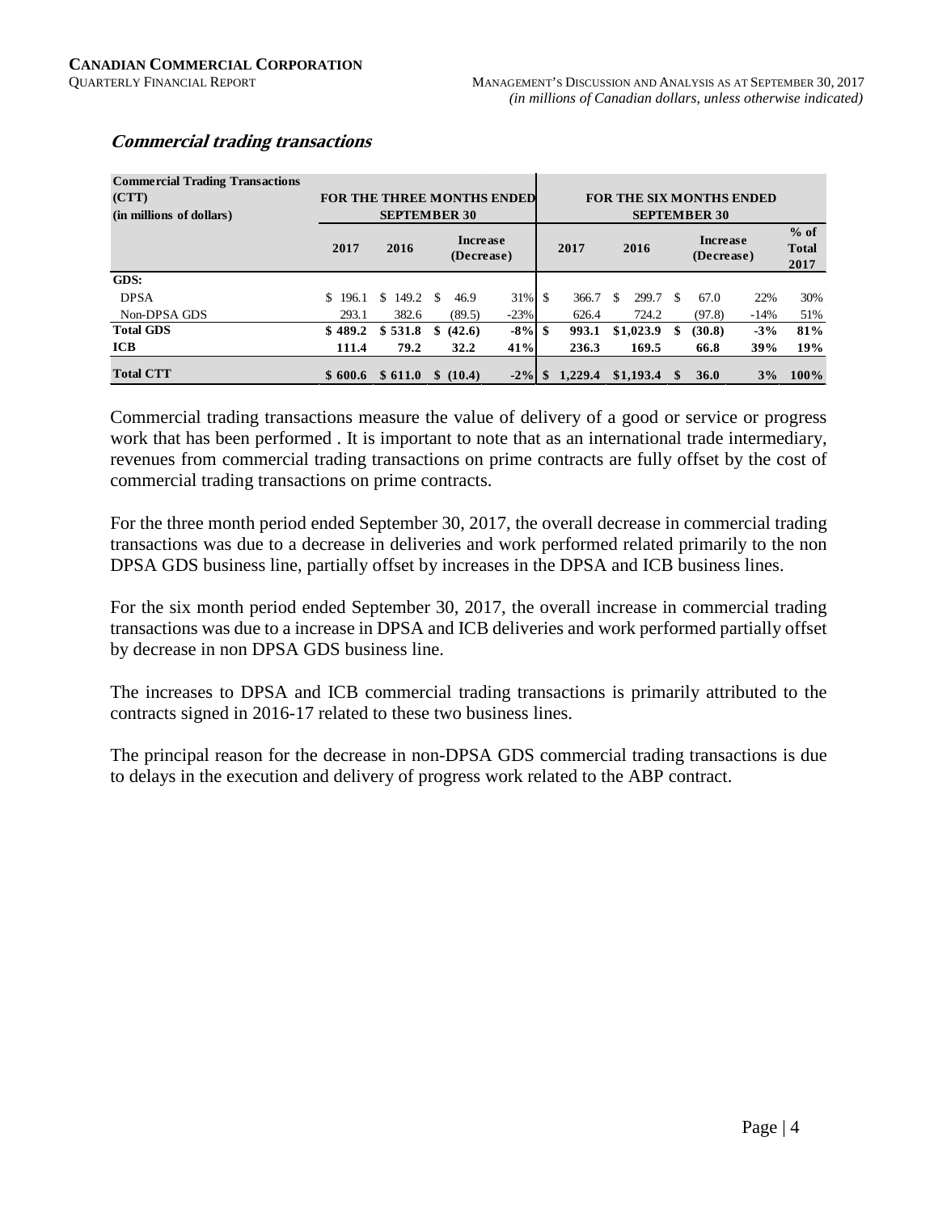### *Commercial trading transactions*

| Commercial Trading Transactions (CTT) (in millions of dollars) | FOR THE THREE MONTHS ENDED SEPTEMBER 30 | | | | FOR THE SIX MONTHS ENDED SEPTEMBER 30 | | | | |
|---|---|---|---|---|---|---|---|---|---|
| | 2017 | 2016 | Increase (Decrease) | | 2017 | 2016 | Increase (Decrease) | | % of Total 2017 |
| **GDS:** | | | | | | | | | |
| DPSA | $ 196.1 | $ 149.2 | $ 46.9 | 31% | $ 366.7 | $ 299.7 | $ 67.0 | 22% | 30% |
| Non-DPSA GDS | 293.1 | 382.6 | (89.5) | -23% | 626.4 | 724.2 | (97.8) | -14% | 51% |
| **Total GDS** | **$ 489.2** | **$ 531.8** | **$ (42.6)** | **-8%** | **$ 993.1** | **$1,023.9** | **$ (30.8)** | **-3%** | **81%** |
| **ICB** | **111.4** | **79.2** | **32.2** | **41%** | **236.3** | **169.5** | **66.8** | **39%** | **19%** |
| **Total CTT** | **$ 600.6** | **$ 611.0** | **$ (10.4)** | **-2%** | **$ 1,229.4** | **$1,193.4** | **$ 36.0** | **3%** | **100%** |

Commercial trading transactions measure the value of delivery of a good or service or progress work that has been performed . It is important to note that as an international trade intermediary, revenues from commercial trading transactions on prime contracts are fully offset by the cost of commercial trading transactions on prime contracts.

For the three month period ended September 30, 2017, the overall decrease in commercial trading transactions was due to a decrease in deliveries and work performed related primarily to the non DPSA GDS business line, partially offset by increases in the DPSA and ICB business lines.

For the six month period ended September 30, 2017, the overall increase in commercial trading transactions was due to a increase in DPSA and ICB deliveries and work performed partially offset by decrease in non DPSA GDS business line.

The increases to DPSA and ICB commercial trading transactions is primarily attributed to the contracts signed in 2016-17 related to these two business lines.

The principal reason for the decrease in non-DPSA GDS commercial trading transactions is due to delays in the execution and delivery of progress work related to the ABP contract.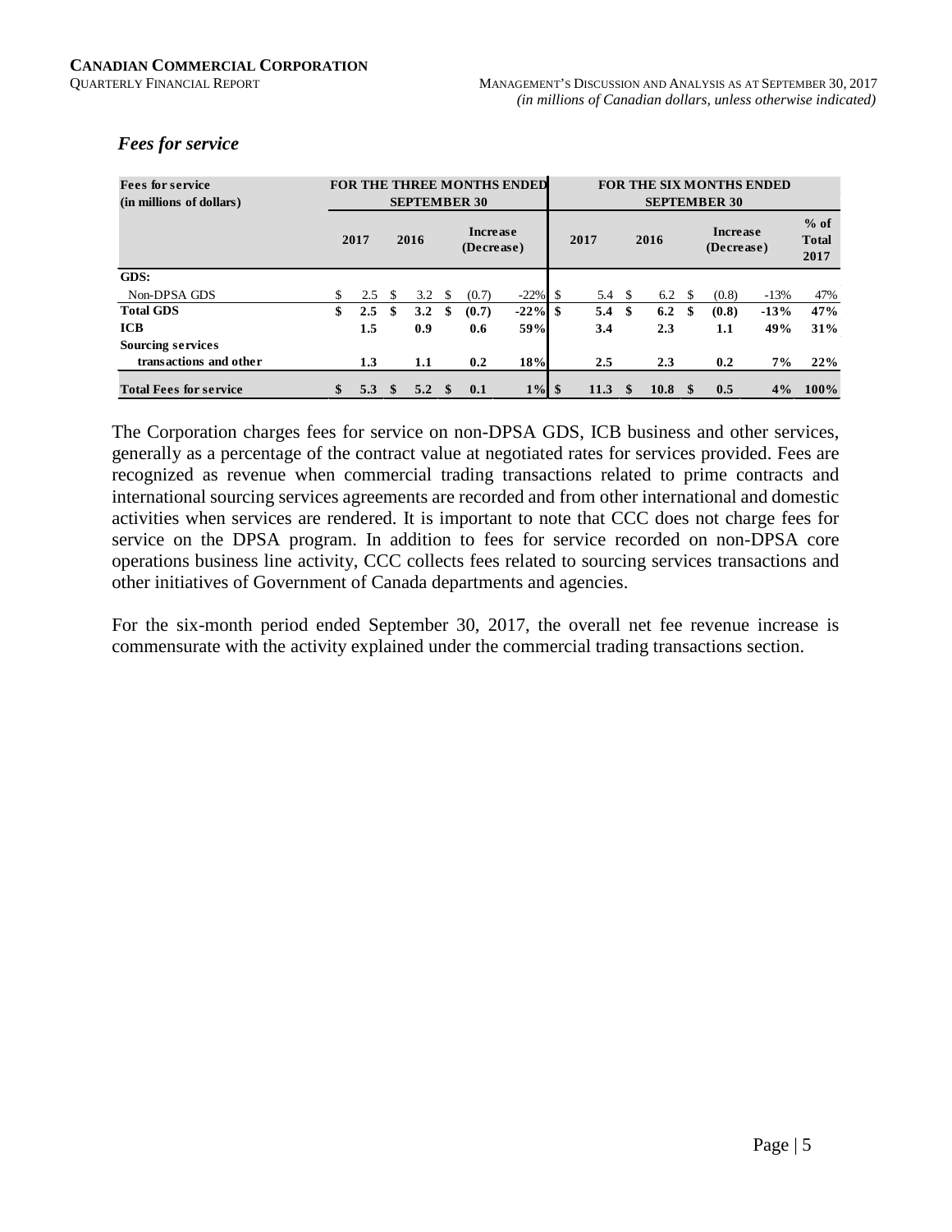### *Fees for service*

| Fees for service (in millions of dollars) | FOR THE THREE MONTHS ENDED SEPTEMBER 30 | | | | FOR THE SIX MONTHS ENDED SEPTEMBER 30 | | | | |
|---|---|---|---|---|---|---|---|---|---|
| | 2017 | 2016 | Increase (Decrease) | | 2017 | 2016 | Increase (Decrease) | | % of Total 2017 |
| **GDS:** | | | | | | | | | |
| Non-DPSA GDS | $ 2.5 | $ 3.2 | $ (0.7) | -22% | $ 5.4 | $ 6.2 | $ (0.8) | -13% | 47% |
| **Total GDS** | **$ 2.5** | **$ 3.2** | **$ (0.7)** | **-22%** | **$ 5.4** | **$ 6.2** | **$ (0.8)** | **-13%** | **47%** |
| **ICB** | **1.5** | **0.9** | **0.6** | **59%** | **3.4** | **2.3** | **1.1** | **49%** | **31%** |
| **Sourcing services transactions and other** | **1.3** | **1.1** | **0.2** | **18%** | **2.5** | **2.3** | **0.2** | **7%** | **22%** |
| **Total Fees for service** | **$ 5.3** | **$ 5.2** | **$ 0.1** | **1%** | **$ 11.3** | **$ 10.8** | **$ 0.5** | **4%** | **100%** |

The Corporation charges fees for service on non-DPSA GDS, ICB business and other services, generally as a percentage of the contract value at negotiated rates for services provided. Fees are recognized as revenue when commercial trading transactions related to prime contracts and international sourcing services agreements are recorded and from other international and domestic activities when services are rendered. It is important to note that CCC does not charge fees for service on the DPSA program. In addition to fees for service recorded on non-DPSA core operations business line activity, CCC collects fees related to sourcing services transactions and other initiatives of Government of Canada departments and agencies.

For the six-month period ended September 30, 2017, the overall net fee revenue increase is commensurate with the activity explained under the commercial trading transactions section.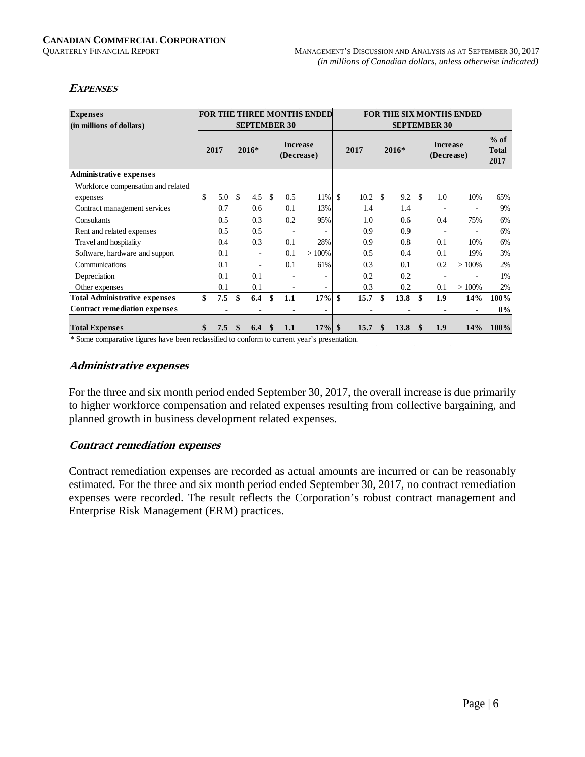### EXPENSES

| Expenses (in millions of dollars) | FOR THE THREE MONTHS ENDED SEPTEMBER 30 | | | | FOR THE SIX MONTHS ENDED SEPTEMBER 30 | | | | |
|---|---|---|---|---|---|---|---|---|---|
| | 2017 | 2016* | Increase (Decrease) | | 2017 | 2016* | Increase (Decrease) | | % of Total 2017 |
| **Administrative expenses** | | | | | | | | | |
| Workforce compensation and related expenses | $ 5.0 | $ 4.5 | $ 0.5 | 11% | $ 10.2 | $ 9.2 | $ 1.0 | 10% | 65% |
| Contract management services | 0.7 | 0.6 | 0.1 | 13% | 1.4 | 1.4 | - | - | 9% |
| Consultants | 0.5 | 0.3 | 0.2 | 95% | 1.0 | 0.6 | 0.4 | 75% | 6% |
| Rent and related expenses | 0.5 | 0.5 | - | - | 0.9 | 0.9 | - | - | 6% |
| Travel and hospitality | 0.4 | 0.3 | 0.1 | 28% | 0.9 | 0.8 | 0.1 | 10% | 6% |
| Software, hardware and support | 0.1 | - | 0.1 | > 100% | 0.5 | 0.4 | 0.1 | 19% | 3% |
| Communications | 0.1 | - | 0.1 | 61% | 0.3 | 0.1 | 0.2 | > 100% | 2% |
| Depreciation | 0.1 | 0.1 | - | - | 0.2 | 0.2 | - | - | 1% |
| Other expenses | 0.1 | 0.1 | - | - | 0.3 | 0.2 | 0.1 | > 100% | 2% |
| **Total Administrative expenses** | **$ 7.5** | **$ 6.4** | **$ 1.1** | **17%** | **$ 15.7** | **$ 13.8** | **$ 1.9** | **14%** | **100%** |
| **Contract remediation expenses** | **-** | **-** | **-** | **-** | **-** | **-** | **-** | **-** | **0%** |
| **Total Expenses** | **$ 7.5** | **$ 6.4** | **$ 1.1** | **17%** | **$ 15.7** | **$ 13.8** | **$ 1.9** | **14%** | **100%** |

\* Some comparative figures have been reclassified to conform to current year's presentation.

### *Administrative expenses*

For the three and six month period ended September 30, 2017, the overall increase is due primarily to higher workforce compensation and related expenses resulting from collective bargaining, and planned growth in business development related expenses.

### *Contract remediation expenses*

Contract remediation expenses are recorded as actual amounts are incurred or can be reasonably estimated. For the three and six month period ended September 30, 2017, no contract remediation expenses were recorded. The result reflects the Corporation's robust contract management and Enterprise Risk Management (ERM) practices.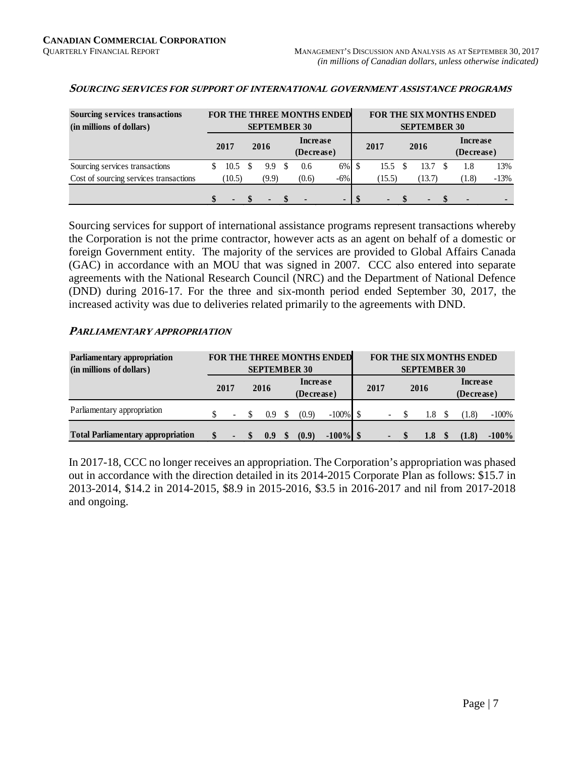#### *SOURCING SERVICES FOR SUPPORT OF INTERNATIONAL GOVERNMENT ASSISTANCE PROGRAMS*

| Sourcing services transactions (in millions of dollars) | FOR THE THREE MONTHS ENDED SEPTEMBER 30 | | | | FOR THE SIX MONTHS ENDED SEPTEMBER 30 | | | |
|---|---|---|---|---|---|---|---|---|
| | 2017 | 2016 | Increase (Decrease) | | 2017 | 2016 | Increase (Decrease) | |
| Sourcing services transactions | $ 10.5 | $ 9.9 | $ 0.6 | 6% | $ 15.5 | $ 13.7 | $ 1.8 | 13% |
| Cost of sourcing services transactions | (10.5) | (9.9) | (0.6) | -6% | (15.5) | (13.7) | (1.8) | -13% |
| | **$ -** | **$ -** | **$ -** | **-** | **$ -** | **$ -** | **$ -** | **-** |

Sourcing services for support of international assistance programs represent transactions whereby the Corporation is not the prime contractor, however acts as an agent on behalf of a domestic or foreign Government entity. The majority of the services are provided to Global Affairs Canada (GAC) in accordance with an MOU that was signed in 2007. CCC also entered into separate agreements with the National Research Council (NRC) and the Department of National Defence (DND) during 2016-17. For the three and six-month period ended September 30, 2017, the increased activity was due to deliveries related primarily to the agreements with DND.

#### *PARLIAMENTARY APPROPRIATION*

| Parliamentary appropriation (in millions of dollars) | FOR THE THREE MONTHS ENDED SEPTEMBER 30 | | | | FOR THE SIX MONTHS ENDED SEPTEMBER 30 | | | |
|---|---|---|---|---|---|---|---|---|
| | 2017 | 2016 | Increase (Decrease) | | 2017 | 2016 | Increase (Decrease) | |
| Parliamentary appropriation | $ - | $ 0.9 | $ (0.9) | -100% | $ - | $ 1.8 | $ (1.8) | -100% |
| **Total Parliamentary appropriation** | **$ -** | **$ 0.9** | **$ (0.9)** | **-100%** | **$ -** | **$ 1.8** | **$ (1.8)** | **-100%** |

In 2017-18, CCC no longer receives an appropriation. The Corporation's appropriation was phased out in accordance with the direction detailed in its 2014-2015 Corporate Plan as follows: $15.7 in 2013-2014, $14.2 in 2014-2015, $8.9 in 2015-2016, $3.5 in 2016-2017 and nil from 2017-2018 and ongoing.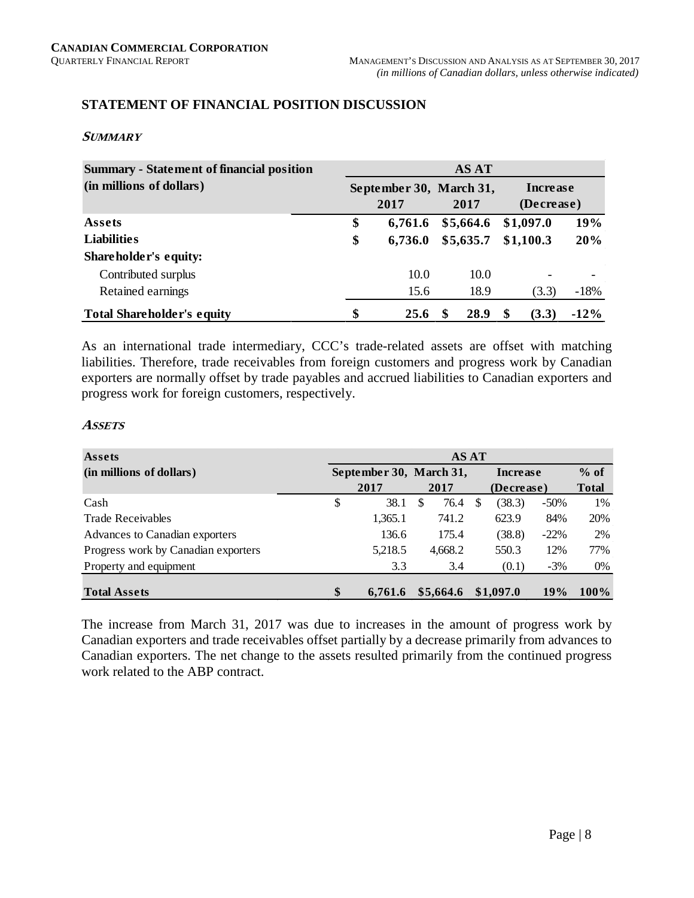## STATEMENT OF FINANCIAL POSITION DISCUSSION

### *SUMMARY*

| Summary - Statement of financial position (in millions of dollars) | AS AT | | | |
|---|---|---|---|---|
| | September 30, 2017 | March 31, 2017 | Increase (Decrease) | |
| **Assets** | **$ 6,761.6** | **$5,664.6** | **$1,097.0** | **19%** |
| **Liabilities** | **$ 6,736.0** | **$5,635.7** | **$1,100.3** | **20%** |
| **Shareholder's equity:** | | | | |
| Contributed surplus | 10.0 | 10.0 | - | - |
| Retained earnings | 15.6 | 18.9 | (3.3) | -18% |
| **Total Shareholder's equity** | **$ 25.6** | **$ 28.9** | **$ (3.3)** | **-12%** |

As an international trade intermediary, CCC's trade-related assets are offset with matching liabilities. Therefore, trade receivables from foreign customers and progress work by Canadian exporters are normally offset by trade payables and accrued liabilities to Canadian exporters and progress work for foreign customers, respectively.

### *ASSETS*

| Assets (in millions of dollars) | AS AT | | | | |
|---|---|---|---|---|---|
| | September 30, 2017 | March 31, 2017 | Increase (Decrease) | | % of Total |
| Cash | $ 38.1 | $ 76.4 | $ (38.3) | -50% | 1% |
| Trade Receivables | 1,365.1 | 741.2 | 623.9 | 84% | 20% |
| Advances to Canadian exporters | 136.6 | 175.4 | (38.8) | -22% | 2% |
| Progress work by Canadian exporters | 5,218.5 | 4,668.2 | 550.3 | 12% | 77% |
| Property and equipment | 3.3 | 3.4 | (0.1) | -3% | 0% |
| **Total Assets** | **$ 6,761.6** | **$5,664.6** | **$1,097.0** | **19%** | **100%** |

The increase from March 31, 2017 was due to increases in the amount of progress work by Canadian exporters and trade receivables offset partially by a decrease primarily from advances to Canadian exporters. The net change to the assets resulted primarily from the continued progress work related to the ABP contract.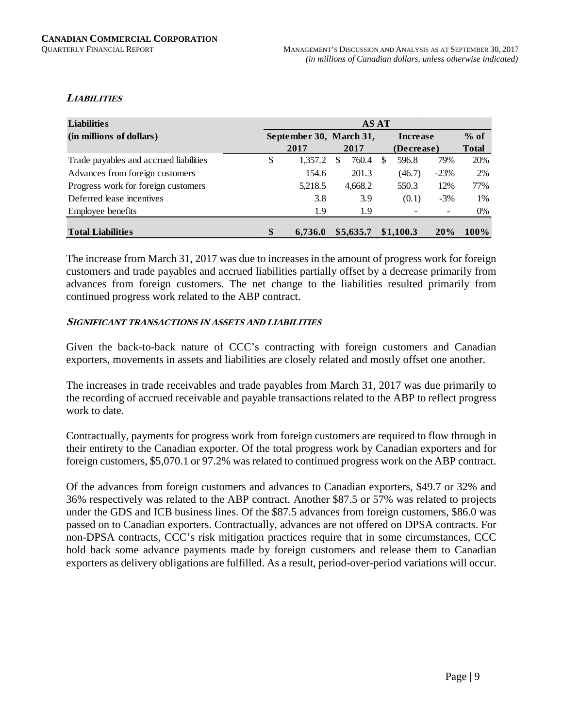### *LIABILITIES*

| Liabilities (in millions of dollars) | AS AT | | | | |
|---|---|---|---|---|---|
| | September 30, 2017 | March 31, 2017 | Increase (Decrease) | | % of Total |
| Trade payables and accrued liabilities | $ 1,357.2 | $ 760.4 | $ 596.8 | 79% | 20% |
| Advances from foreign customers | 154.6 | 201.3 | (46.7) | -23% | 2% |
| Progress work for foreign customers | 5,218.5 | 4,668.2 | 550.3 | 12% | 77% |
| Deferred lease incentives | 3.8 | 3.9 | (0.1) | -3% | 1% |
| Employee benefits | 1.9 | 1.9 | - | - | 0% |
| **Total Liabilities** | **$ 6,736.0** | **$5,635.7** | **$1,100.3** | **20%** | **100%** |

The increase from March 31, 2017 was due to increases in the amount of progress work for foreign customers and trade payables and accrued liabilities partially offset by a decrease primarily from advances from foreign customers. The net change to the liabilities resulted primarily from continued progress work related to the ABP contract.

#### *SIGNIFICANT TRANSACTIONS IN ASSETS AND LIABILITIES*

Given the back-to-back nature of CCC's contracting with foreign customers and Canadian exporters, movements in assets and liabilities are closely related and mostly offset one another.

The increases in trade receivables and trade payables from March 31, 2017 was due primarily to the recording of accrued receivable and payable transactions related to the ABP to reflect progress work to date.

Contractually, payments for progress work from foreign customers are required to flow through in their entirety to the Canadian exporter. Of the total progress work by Canadian exporters and for foreign customers, $5,070.1 or 97.2% was related to continued progress work on the ABP contract.

Of the advances from foreign customers and advances to Canadian exporters, $49.7 or 32% and 36% respectively was related to the ABP contract. Another $87.5 or 57% was related to projects under the GDS and ICB business lines. Of the $87.5 advances from foreign customers, $86.0 was passed on to Canadian exporters. Contractually, advances are not offered on DPSA contracts. For non-DPSA contracts, CCC's risk mitigation practices require that in some circumstances, CCC hold back some advance payments made by foreign customers and release them to Canadian exporters as delivery obligations are fulfilled. As a result, period-over-period variations will occur.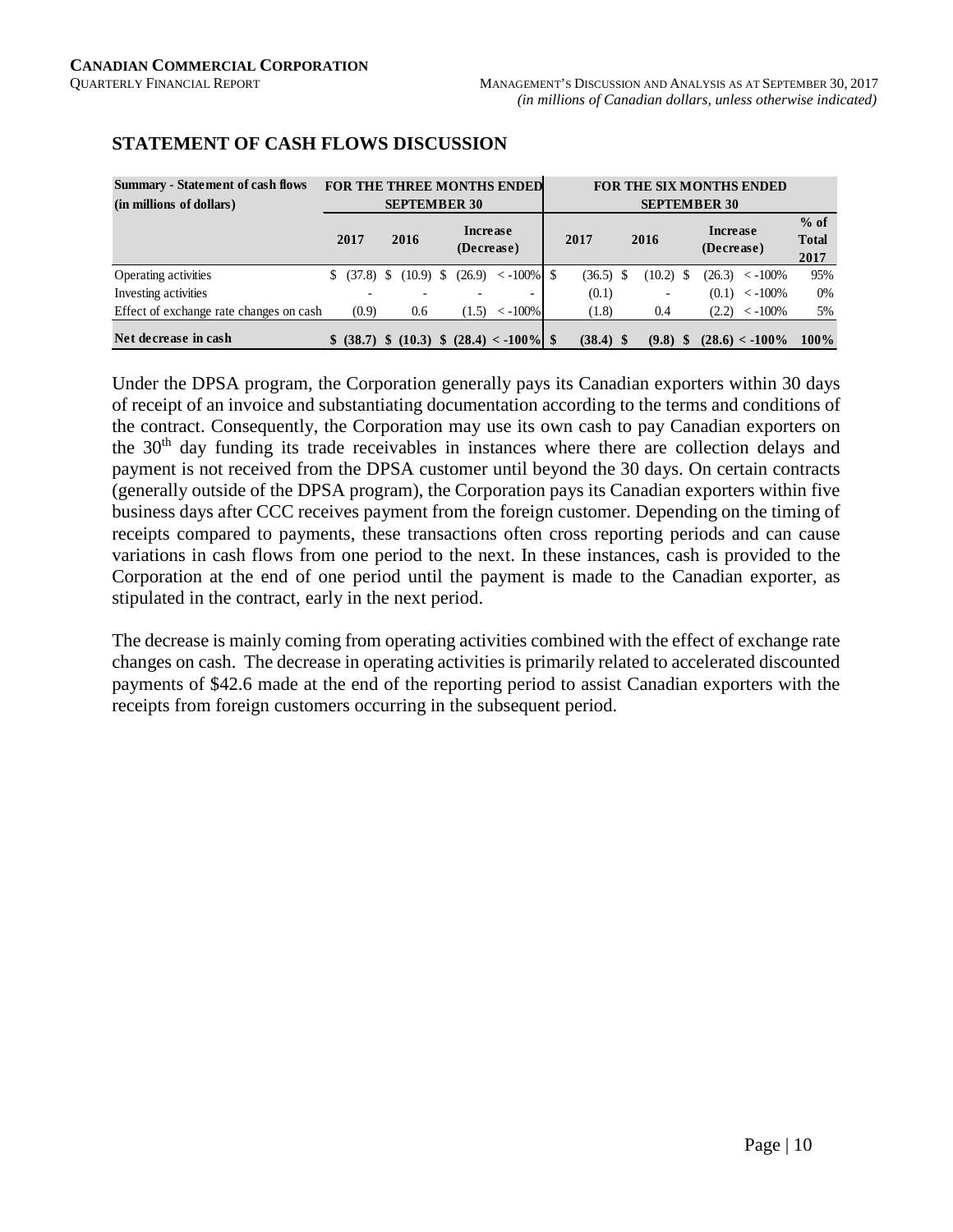## STATEMENT OF CASH FLOWS DISCUSSION

| Summary - Statement of cash flows (in millions of dollars) | FOR THE THREE MONTHS ENDED SEPTEMBER 30 | | | | FOR THE SIX MONTHS ENDED SEPTEMBER 30 | | | | |
|---|---|---|---|---|---|---|---|---|---|
| | 2017 | 2016 | Increase (Decrease) | | 2017 | 2016 | Increase (Decrease) | | % of Total 2017 |
| Operating activities | $ (37.8) | $ (10.9) | $ (26.9) | < -100% | $ (36.5) | $ (10.2) | $ (26.3) | < -100% | 95% |
| Investing activities | - | - | - | - | (0.1) | - | (0.1) | < -100% | 0% |
| Effect of exchange rate changes on cash | (0.9) | 0.6 | (1.5) | < -100% | (1.8) | 0.4 | (2.2) | < -100% | 5% |
| **Net decrease in cash** | **$ (38.7)** | **$ (10.3)** | **$ (28.4)** | **< -100%** | **$ (38.4)** | **$ (9.8)** | **$ (28.6)** | **< -100%** | **100%** |

Under the DPSA program, the Corporation generally pays its Canadian exporters within 30 days of receipt of an invoice and substantiating documentation according to the terms and conditions of the contract. Consequently, the Corporation may use its own cash to pay Canadian exporters on the 30th day funding its trade receivables in instances where there are collection delays and payment is not received from the DPSA customer until beyond the 30 days. On certain contracts (generally outside of the DPSA program), the Corporation pays its Canadian exporters within five business days after CCC receives payment from the foreign customer. Depending on the timing of receipts compared to payments, these transactions often cross reporting periods and can cause variations in cash flows from one period to the next. In these instances, cash is provided to the Corporation at the end of one period until the payment is made to the Canadian exporter, as stipulated in the contract, early in the next period.

The decrease is mainly coming from operating activities combined with the effect of exchange rate changes on cash. The decrease in operating activities is primarily related to accelerated discounted payments of $42.6 made at the end of the reporting period to assist Canadian exporters with the receipts from foreign customers occurring in the subsequent period.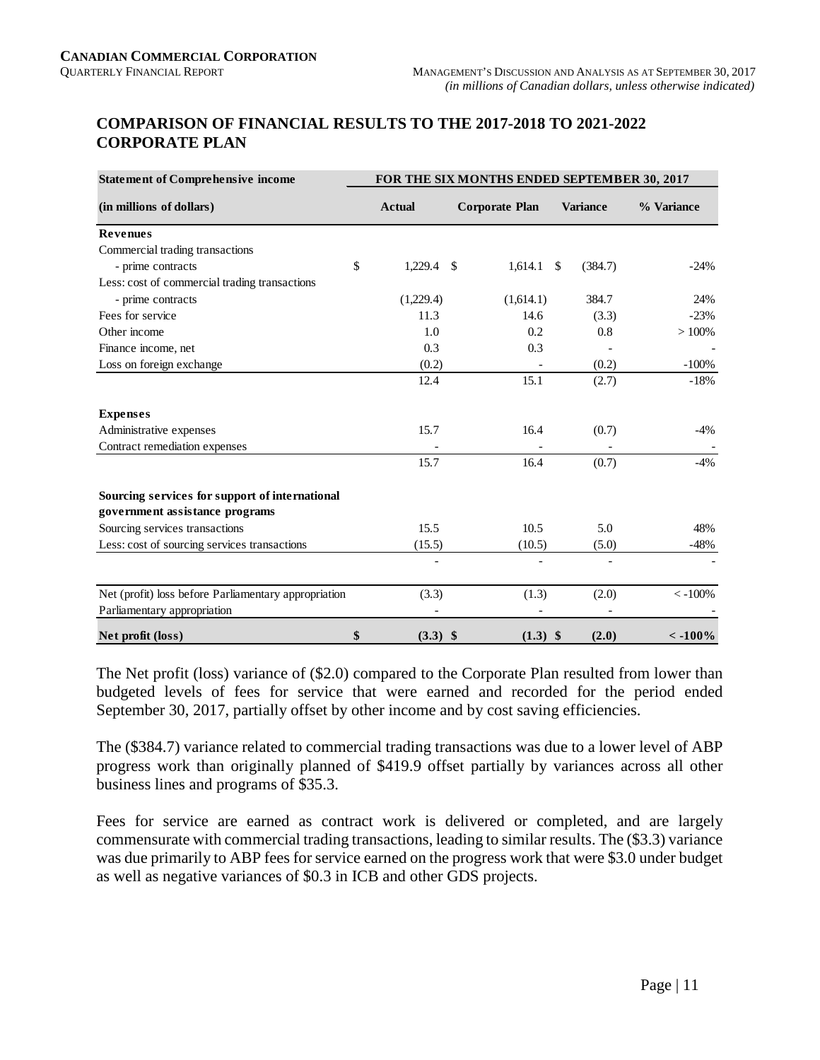## COMPARISON OF FINANCIAL RESULTS TO THE 2017-2018 TO 2021-2022 CORPORATE PLAN

| Statement of Comprehensive income | FOR THE SIX MONTHS ENDED SEPTEMBER 30, 2017 | | | |
|---|---|---|---|---|
| (in millions of dollars) | Actual | Corporate Plan | Variance | % Variance |
| **Revenues** | | | | |
| Commercial trading transactions | | | | |
| - prime contracts | $ 1,229.4 | $ 1,614.1 | $ (384.7) | -24% |
| Less: cost of commercial trading transactions | | | | |
| - prime contracts | (1,229.4) | (1,614.1) | 384.7 | 24% |
| Fees for service | 11.3 | 14.6 | (3.3) | -23% |
| Other income | 1.0 | 0.2 | 0.8 | > 100% |
| Finance income, net | 0.3 | 0.3 | - | - |
| Loss on foreign exchange | (0.2) | - | (0.2) | -100% |
| | 12.4 | 15.1 | (2.7) | -18% |
| **Expenses** | | | | |
| Administrative expenses | 15.7 | 16.4 | (0.7) | -4% |
| Contract remediation expenses | - | - | - | - |
| | 15.7 | 16.4 | (0.7) | -4% |
| **Sourcing services for support of international government assistance programs** | | | | |
| Sourcing services transactions | 15.5 | 10.5 | 5.0 | 48% |
| Less: cost of sourcing services transactions | (15.5) | (10.5) | (5.0) | -48% |
| | - | - | - | - |
| Net (profit) loss before Parliamentary appropriation | (3.3) | (1.3) | (2.0) | < -100% |
| Parliamentary appropriation | - | - | - | - |
| **Net profit (loss)** | **$ (3.3)** | **$ (1.3)** | **$ (2.0)** | **< -100%** |

The Net profit (loss) variance of ($2.0) compared to the Corporate Plan resulted from lower than budgeted levels of fees for service that were earned and recorded for the period ended September 30, 2017, partially offset by other income and by cost saving efficiencies.

The ($384.7) variance related to commercial trading transactions was due to a lower level of ABP progress work than originally planned of $419.9 offset partially by variances across all other business lines and programs of $35.3.

Fees for service are earned as contract work is delivered or completed, and are largely commensurate with commercial trading transactions, leading to similar results. The ($3.3) variance was due primarily to ABP fees for service earned on the progress work that were $3.0 under budget as well as negative variances of $0.3 in ICB and other GDS projects.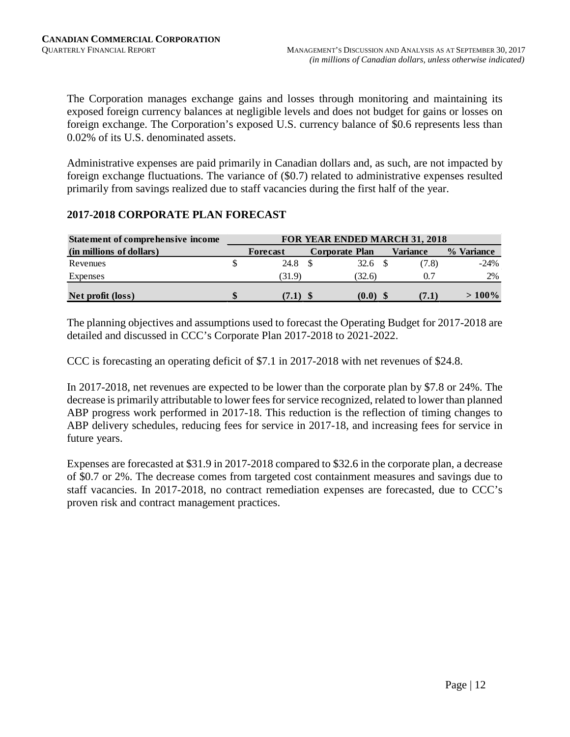The Corporation manages exchange gains and losses through monitoring and maintaining its exposed foreign currency balances at negligible levels and does not budget for gains or losses on foreign exchange. The Corporation's exposed U.S. currency balance of $0.6 represents less than 0.02% of its U.S. denominated assets.

Administrative expenses are paid primarily in Canadian dollars and, as such, are not impacted by foreign exchange fluctuations. The variance of ($0.7) related to administrative expenses resulted primarily from savings realized due to staff vacancies during the first half of the year.

## 2017-2018 CORPORATE PLAN FORECAST

| Statement of comprehensive income | FOR YEAR ENDED MARCH 31, 2018 | | | |
|---|---|---|---|---|
| (in millions of dollars) | Forecast | Corporate Plan | Variance | % Variance |
| Revenues | $ 24.8 | $ 32.6 | $ (7.8) | -24% |
| Expenses | (31.9) | (32.6) | 0.7 | 2% |
| **Net profit (loss)** | **$ (7.1)** | **$ (0.0)** | **$ (7.1)** | **> 100%** |

The planning objectives and assumptions used to forecast the Operating Budget for 2017-2018 are detailed and discussed in CCC's Corporate Plan 2017-2018 to 2021-2022.

CCC is forecasting an operating deficit of $7.1 in 2017-2018 with net revenues of $24.8.

In 2017-2018, net revenues are expected to be lower than the corporate plan by $7.8 or 24%. The decrease is primarily attributable to lower fees for service recognized, related to lower than planned ABP progress work performed in 2017-18. This reduction is the reflection of timing changes to ABP delivery schedules, reducing fees for service in 2017-18, and increasing fees for service in future years.

Expenses are forecasted at $31.9 in 2017-2018 compared to $32.6 in the corporate plan, a decrease of $0.7 or 2%. The decrease comes from targeted cost containment measures and savings due to staff vacancies. In 2017-2018, no contract remediation expenses are forecasted, due to CCC's proven risk and contract management practices.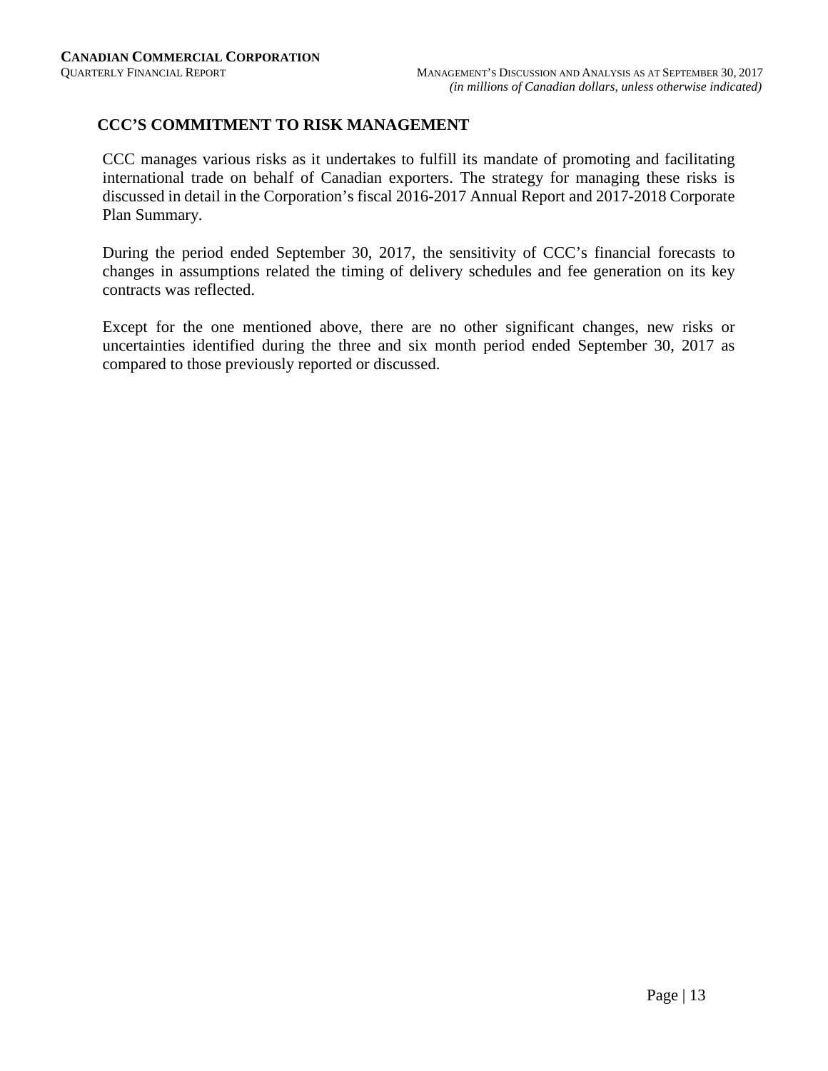## CCC'S COMMITMENT TO RISK MANAGEMENT

CCC manages various risks as it undertakes to fulfill its mandate of promoting and facilitating international trade on behalf of Canadian exporters. The strategy for managing these risks is discussed in detail in the Corporation's fiscal 2016-2017 Annual Report and 2017-2018 Corporate Plan Summary.

During the period ended September 30, 2017, the sensitivity of CCC's financial forecasts to changes in assumptions related the timing of delivery schedules and fee generation on its key contracts was reflected.

Except for the one mentioned above, there are no other significant changes, new risks or uncertainties identified during the three and six month period ended September 30, 2017 as compared to those previously reported or discussed.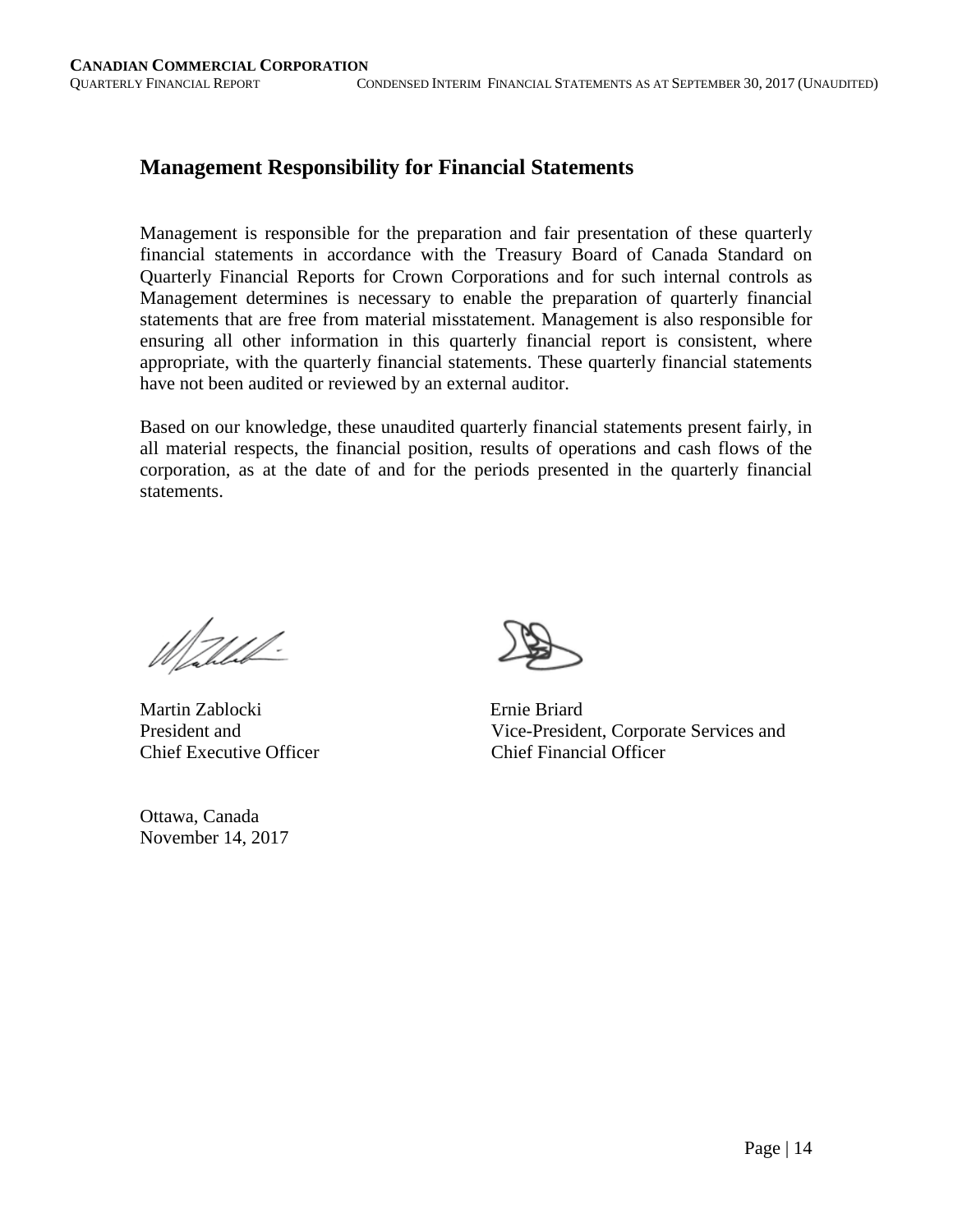## Management Responsibility for Financial Statements

Management is responsible for the preparation and fair presentation of these quarterly financial statements in accordance with the Treasury Board of Canada Standard on Quarterly Financial Reports for Crown Corporations and for such internal controls as Management determines is necessary to enable the preparation of quarterly financial statements that are free from material misstatement. Management is also responsible for ensuring all other information in this quarterly financial report is consistent, where appropriate, with the quarterly financial statements. These quarterly financial statements have not been audited or reviewed by an external auditor.

Based on our knowledge, these unaudited quarterly financial statements present fairly, in all material respects, the financial position, results of operations and cash flows of the corporation, as at the date of and for the periods presented in the quarterly financial statements.

Martin Zablocki
President and
Chief Executive Officer

Ernie Briard
Vice-President, Corporate Services and
Chief Financial Officer

Ottawa, Canada
November 14, 2017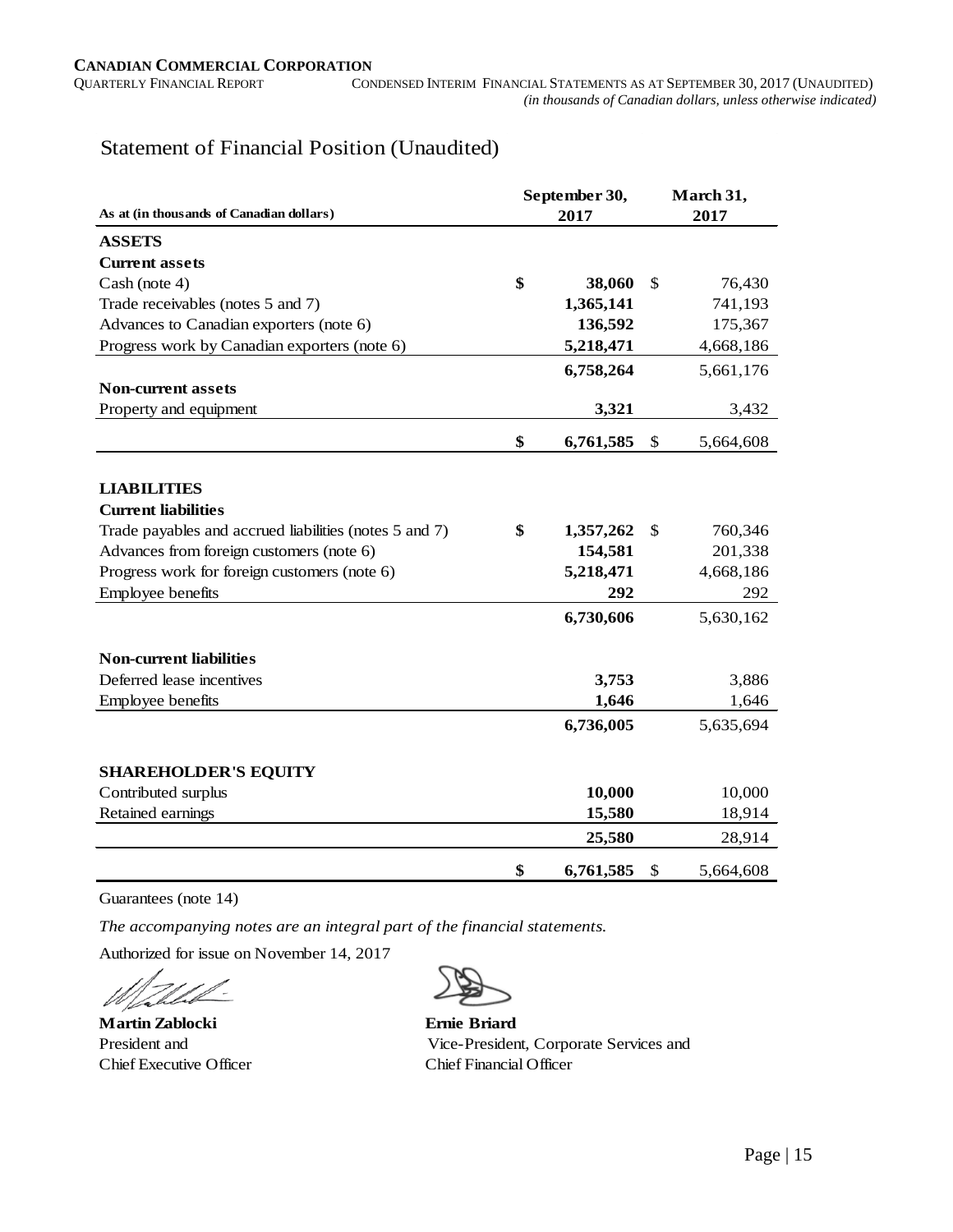# Statement of Financial Position (Unaudited)

| As at (in thousands of Canadian dollars) | September 30, 2017 | March 31, 2017 |
|---|---|---|
| **ASSETS** | | |
| **Current assets** | | |
| Cash (note 4) | **$ 38,060** | $ 76,430 |
| Trade receivables (notes 5 and 7) | **1,365,141** | 741,193 |
| Advances to Canadian exporters (note 6) | **136,592** | 175,367 |
| Progress work by Canadian exporters (note 6) | **5,218,471** | 4,668,186 |
| | **6,758,264** | 5,661,176 |
| **Non-current assets** | | |
| Property and equipment | **3,321** | 3,432 |
| | **$ 6,761,585** | $ 5,664,608 |
| **LIABILITIES** | | |
| **Current liabilities** | | |
| Trade payables and accrued liabilities (notes 5 and 7) | **$ 1,357,262** | $ 760,346 |
| Advances from foreign customers (note 6) | **154,581** | 201,338 |
| Progress work for foreign customers (note 6) | **5,218,471** | 4,668,186 |
| Employee benefits | **292** | 292 |
| | **6,730,606** | 5,630,162 |
| **Non-current liabilities** | | |
| Deferred lease incentives | **3,753** | 3,886 |
| Employee benefits | **1,646** | 1,646 |
| | **6,736,005** | 5,635,694 |
| **SHAREHOLDER'S EQUITY** | | |
| Contributed surplus | **10,000** | 10,000 |
| Retained earnings | **15,580** | 18,914 |
| | **25,580** | 28,914 |
| | **$ 6,761,585** | $ 5,664,608 |

Guarantees (note 14)

*The accompanying notes are an integral part of the financial statements.*

Authorized for issue on November 14, 2017

**Martin Zablocki**
President and
Chief Executive Officer

**Ernie Briard**
Vice-President, Corporate Services and
Chief Financial Officer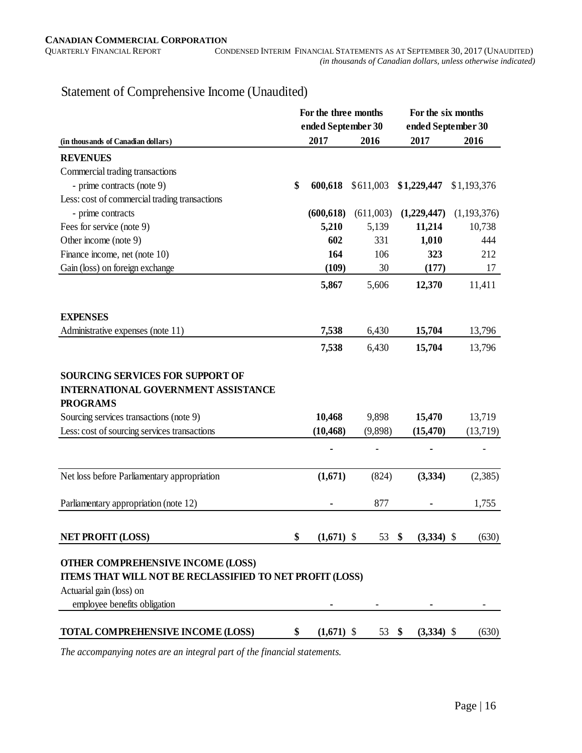# Statement of Comprehensive Income (Unaudited)

| (in thousands of Canadian dollars) | For the three months ended September 30 | | For the six months ended September 30 | |
|---|---|---|---|---|
| | **2017** | 2016 | **2017** | 2016 |
| **REVENUES** | | | | |
| Commercial trading transactions | | | | |
| - prime contracts (note 9) | **$ 600,618** | $611,003 | **$1,229,447** | $1,193,376 |
| Less: cost of commercial trading transactions | | | | |
| - prime contracts | **(600,618)** | (611,003) | **(1,229,447)** | (1,193,376) |
| Fees for service (note 9) | **5,210** | 5,139 | **11,214** | 10,738 |
| Other income (note 9) | **602** | 331 | **1,010** | 444 |
| Finance income, net (note 10) | **164** | 106 | **323** | 212 |
| Gain (loss) on foreign exchange | **(109)** | 30 | **(177)** | 17 |
| | **5,867** | 5,606 | **12,370** | 11,411 |
| **EXPENSES** | | | | |
| Administrative expenses (note 11) | **7,538** | 6,430 | **15,704** | 13,796 |
| | **7,538** | 6,430 | **15,704** | 13,796 |
| **SOURCING SERVICES FOR SUPPORT OF INTERNATIONAL GOVERNMENT ASSISTANCE PROGRAMS** | | | | |
| Sourcing services transactions (note 9) | **10,468** | 9,898 | **15,470** | 13,719 |
| Less: cost of sourcing services transactions | **(10,468)** | (9,898) | **(15,470)** | (13,719) |
| | **-** | - | **-** | - |
| Net loss before Parliamentary appropriation | **(1,671)** | (824) | **(3,334)** | (2,385) |
| Parliamentary appropriation (note 12) | **-** | 877 | **-** | 1,755 |
| **NET PROFIT (LOSS)** | **$ (1,671)** | $ 53 | **$ (3,334)** | $ (630) |
| **OTHER COMPREHENSIVE INCOME (LOSS)** | | | | |
| **ITEMS THAT WILL NOT BE RECLASSIFIED TO NET PROFIT (LOSS)** | | | | |
| Actuarial gain (loss) on employee benefits obligation | **-** | - | **-** | - |
| **TOTAL COMPREHENSIVE INCOME (LOSS)** | **$ (1,671)** | $ 53 | **$ (3,334)** | $ (630) |

*The accompanying notes are an integral part of the financial statements.*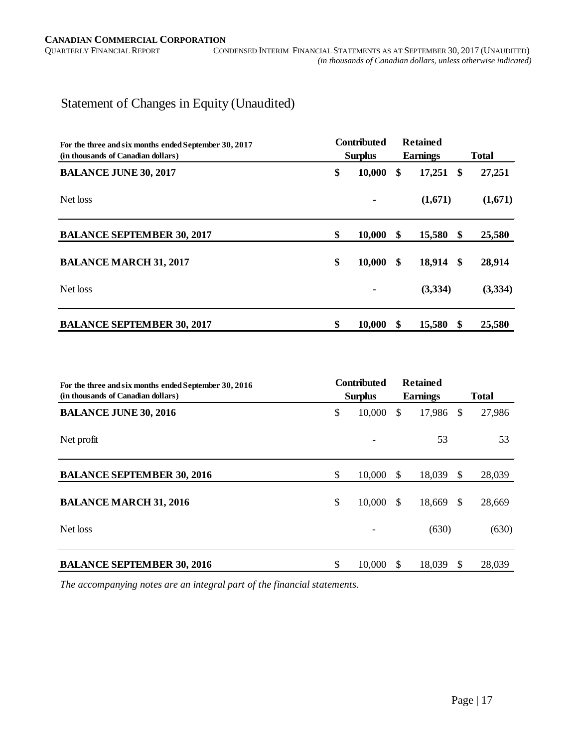# Statement of Changes in Equity (Unaudited)

| For the three and six months ended September 30, 2017<br>(in thousands of Canadian dollars) | Contributed Surplus | Retained Earnings | Total |
|---|---|---|---|
| **BALANCE JUNE 30, 2017** | **$ 10,000** | **$ 17,251** | **$ 27,251** |
| Net loss | **-** | **(1,671)** | **(1,671)** |
| **BALANCE SEPTEMBER 30, 2017** | **$ 10,000** | **$ 15,580** | **$ 25,580** |
| **BALANCE MARCH 31, 2017** | **$ 10,000** | **$ 18,914** | **$ 28,914** |
| Net loss | **-** | **(3,334)** | **(3,334)** |
| **BALANCE SEPTEMBER 30, 2017** | **$ 10,000** | **$ 15,580** | **$ 25,580** |

| For the three and six months ended September 30, 2016<br>(in thousands of Canadian dollars) | Contributed Surplus | Retained Earnings | Total |
|---|---|---|---|
| **BALANCE JUNE 30, 2016** | $ 10,000 | $ 17,986 | $ 27,986 |
| Net profit | - | 53 | 53 |
| **BALANCE SEPTEMBER 30, 2016** | $ 10,000 | $ 18,039 | $ 28,039 |
| **BALANCE MARCH 31, 2016** | $ 10,000 | $ 18,669 | $ 28,669 |
| Net loss | - | (630) | (630) |
| **BALANCE SEPTEMBER 30, 2016** | $ 10,000 | $ 18,039 | $ 28,039 |

*The accompanying notes are an integral part of the financial statements.*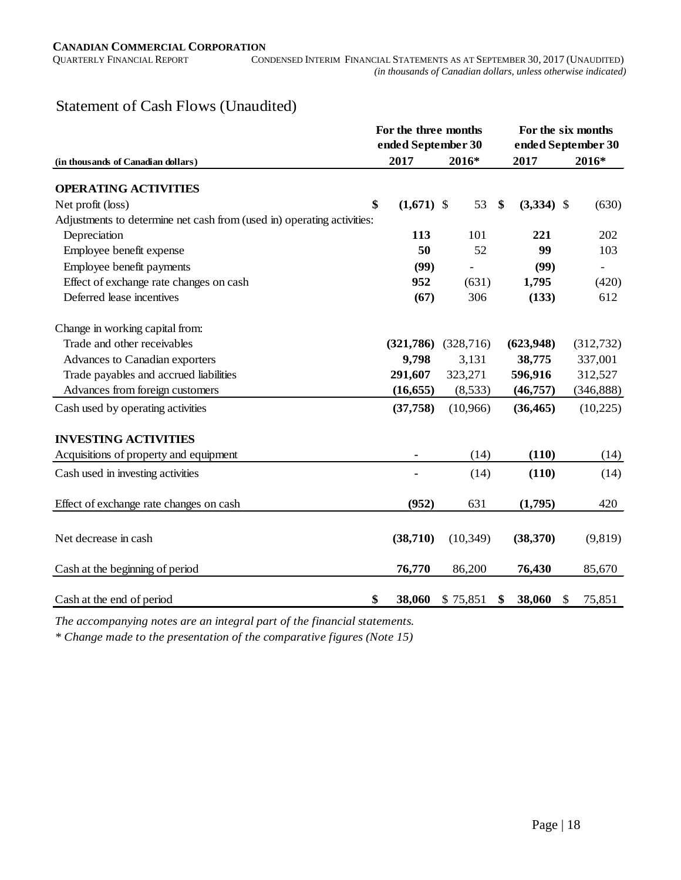# Statement of Cash Flows (Unaudited)

| (in thousands of Canadian dollars) | For the three months ended September 30 | | For the six months ended September 30 | |
|---|---|---|---|---|
| | **2017** | **2016*** | **2017** | **2016*** |
| **OPERATING ACTIVITIES** | | | | |
| Net profit (loss) | **$ (1,671)** | $ 53 | **$ (3,334)** | $ (630) |
| Adjustments to determine net cash from (used in) operating activities: | | | | |
| Depreciation | **113** | 101 | **221** | 202 |
| Employee benefit expense | **50** | 52 | **99** | 103 |
| Employee benefit payments | **(99)** | - | **(99)** | - |
| Effect of exchange rate changes on cash | **952** | (631) | **1,795** | (420) |
| Deferred lease incentives | **(67)** | 306 | **(133)** | 612 |
| Change in working capital from: | | | | |
| Trade and other receivables | **(321,786)** | (328,716) | **(623,948)** | (312,732) |
| Advances to Canadian exporters | **9,798** | 3,131 | **38,775** | 337,001 |
| Trade payables and accrued liabilities | **291,607** | 323,271 | **596,916** | 312,527 |
| Advances from foreign customers | **(16,655)** | (8,533) | **(46,757)** | (346,888) |
| Cash used by operating activities | **(37,758)** | (10,966) | **(36,465)** | (10,225) |
| **INVESTING ACTIVITIES** | | | | |
| Acquisitions of property and equipment | **-** | (14) | **(110)** | (14) |
| Cash used in investing activities | **-** | (14) | **(110)** | (14) |
| Effect of exchange rate changes on cash | **(952)** | 631 | **(1,795)** | 420 |
| Net decrease in cash | **(38,710)** | (10,349) | **(38,370)** | (9,819) |
| Cash at the beginning of period | **76,770** | 86,200 | **76,430** | 85,670 |
| Cash at the end of period | **$ 38,060** | $ 75,851 | **$ 38,060** | $ 75,851 |

*The accompanying notes are an integral part of the financial statements.*

** Change made to the presentation of the comparative figures (Note 15)*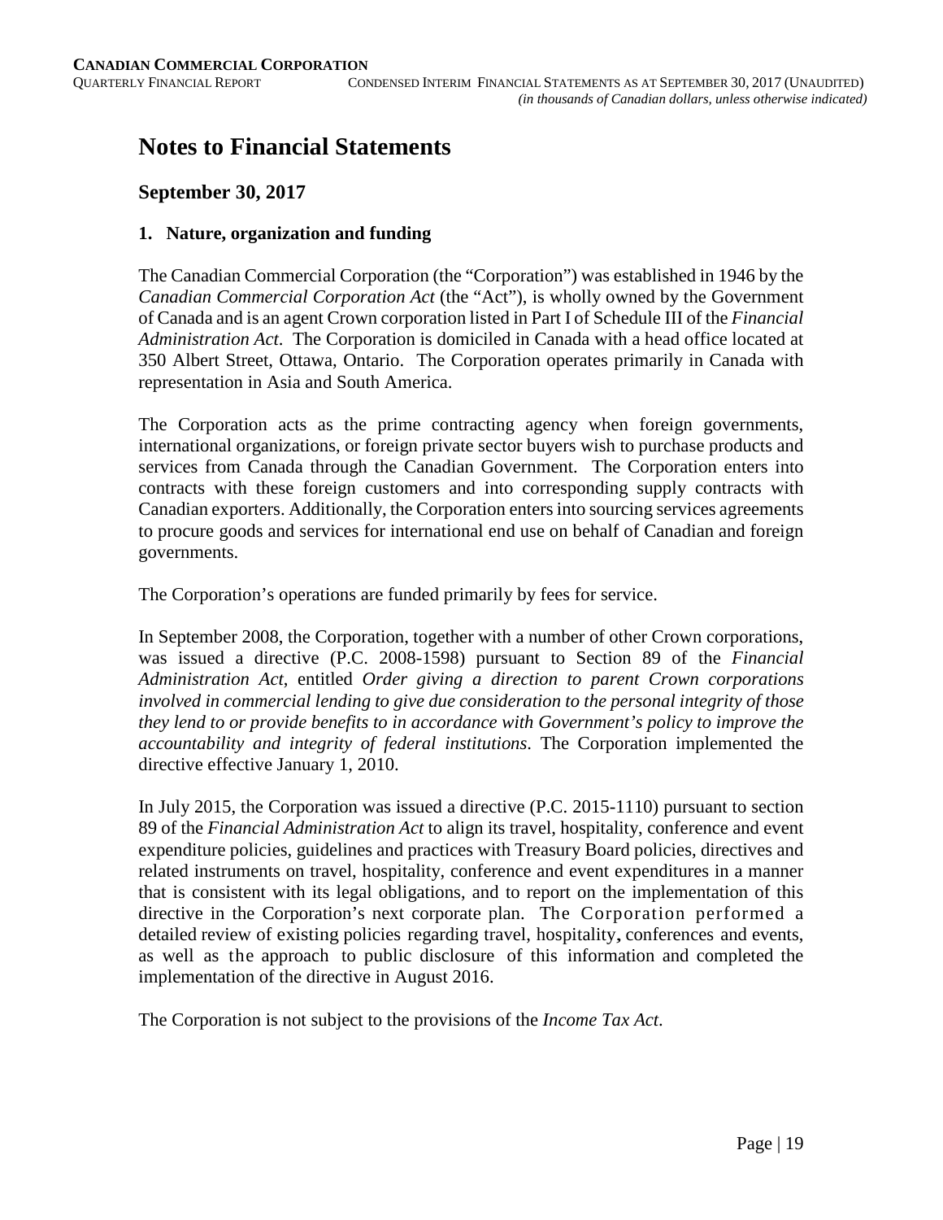# Notes to Financial Statements

## September 30, 2017

### 1. Nature, organization and funding

The Canadian Commercial Corporation (the "Corporation") was established in 1946 by the *Canadian Commercial Corporation Act* (the "Act"), is wholly owned by the Government of Canada and is an agent Crown corporation listed in Part I of Schedule III of the *Financial Administration Act*. The Corporation is domiciled in Canada with a head office located at 350 Albert Street, Ottawa, Ontario. The Corporation operates primarily in Canada with representation in Asia and South America.

The Corporation acts as the prime contracting agency when foreign governments, international organizations, or foreign private sector buyers wish to purchase products and services from Canada through the Canadian Government. The Corporation enters into contracts with these foreign customers and into corresponding supply contracts with Canadian exporters. Additionally, the Corporation enters into sourcing services agreements to procure goods and services for international end use on behalf of Canadian and foreign governments.

The Corporation's operations are funded primarily by fees for service.

In September 2008, the Corporation, together with a number of other Crown corporations, was issued a directive (P.C. 2008-1598) pursuant to Section 89 of the *Financial Administration Act*, entitled *Order giving a direction to parent Crown corporations involved in commercial lending to give due consideration to the personal integrity of those they lend to or provide benefits to in accordance with Government's policy to improve the accountability and integrity of federal institutions*. The Corporation implemented the directive effective January 1, 2010.

In July 2015, the Corporation was issued a directive (P.C. 2015-1110) pursuant to section 89 of the *Financial Administration Act* to align its travel, hospitality, conference and event expenditure policies, guidelines and practices with Treasury Board policies, directives and related instruments on travel, hospitality, conference and event expenditures in a manner that is consistent with its legal obligations, and to report on the implementation of this directive in the Corporation's next corporate plan. The Corporation performed a detailed review of existing policies regarding travel, hospitality, conferences and events, as well as the approach to public disclosure of this information and completed the implementation of the directive in August 2016.

The Corporation is not subject to the provisions of the *Income Tax Act*.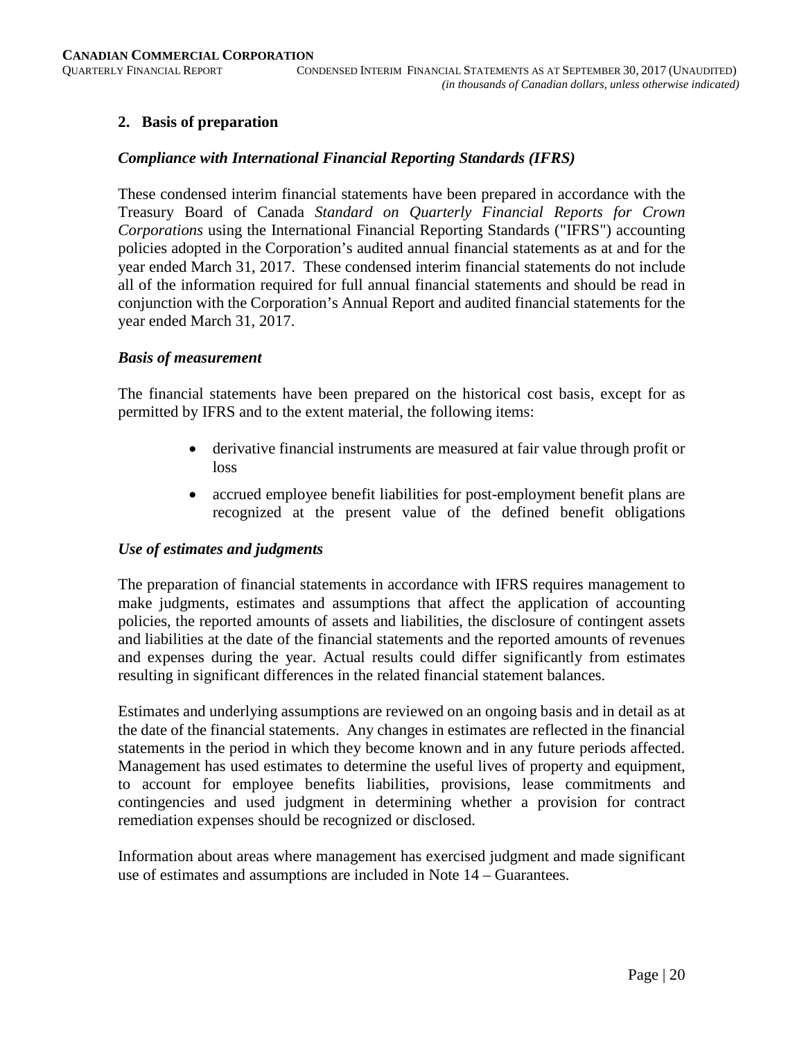## 2. Basis of preparation

### *Compliance with International Financial Reporting Standards (IFRS)*

These condensed interim financial statements have been prepared in accordance with the Treasury Board of Canada *Standard on Quarterly Financial Reports for Crown Corporations* using the International Financial Reporting Standards ("IFRS") accounting policies adopted in the Corporation's audited annual financial statements as at and for the year ended March 31, 2017. These condensed interim financial statements do not include all of the information required for full annual financial statements and should be read in conjunction with the Corporation's Annual Report and audited financial statements for the year ended March 31, 2017.

### *Basis of measurement*

The financial statements have been prepared on the historical cost basis, except for as permitted by IFRS and to the extent material, the following items:

- derivative financial instruments are measured at fair value through profit or loss
- accrued employee benefit liabilities for post-employment benefit plans are recognized at the present value of the defined benefit obligations

### *Use of estimates and judgments*

The preparation of financial statements in accordance with IFRS requires management to make judgments, estimates and assumptions that affect the application of accounting policies, the reported amounts of assets and liabilities, the disclosure of contingent assets and liabilities at the date of the financial statements and the reported amounts of revenues and expenses during the year. Actual results could differ significantly from estimates resulting in significant differences in the related financial statement balances.

Estimates and underlying assumptions are reviewed on an ongoing basis and in detail as at the date of the financial statements. Any changes in estimates are reflected in the financial statements in the period in which they become known and in any future periods affected. Management has used estimates to determine the useful lives of property and equipment, to account for employee benefits liabilities, provisions, lease commitments and contingencies and used judgment in determining whether a provision for contract remediation expenses should be recognized or disclosed.

Information about areas where management has exercised judgment and made significant use of estimates and assumptions are included in Note 14 – Guarantees.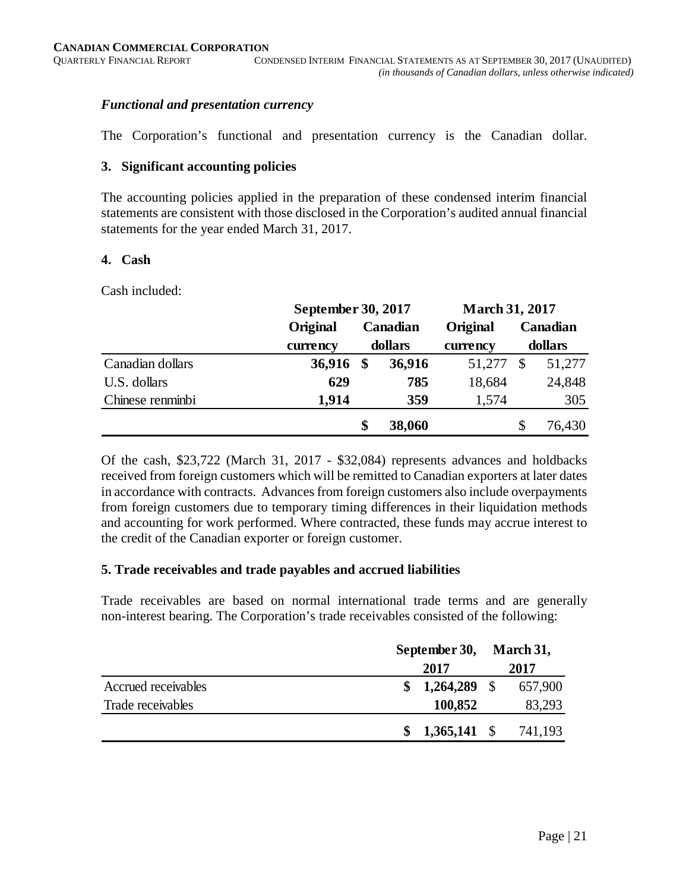### *Functional and presentation currency*

The Corporation's functional and presentation currency is the Canadian dollar.

### 3. Significant accounting policies

The accounting policies applied in the preparation of these condensed interim financial statements are consistent with those disclosed in the Corporation's audited annual financial statements for the year ended March 31, 2017.

### 4. Cash

Cash included:

| | September 30, 2017 | | March 31, 2017 | |
|---|---|---|---|---|
| | Original currency | Canadian dollars | Original currency | Canadian dollars |
| Canadian dollars | **36,916** | **$ 36,916** | 51,277 | $ 51,277 |
| U.S. dollars | **629** | **785** | 18,684 | 24,848 |
| Chinese renminbi | **1,914** | **359** | 1,574 | 305 |
| | | **$ 38,060** | | $ 76,430 |

Of the cash, $23,722 (March 31, 2017 - $32,084) represents advances and holdbacks received from foreign customers which will be remitted to Canadian exporters at later dates in accordance with contracts. Advances from foreign customers also include overpayments from foreign customers due to temporary timing differences in their liquidation methods and accounting for work performed. Where contracted, these funds may accrue interest to the credit of the Canadian exporter or foreign customer.

### 5. Trade receivables and trade payables and accrued liabilities

Trade receivables are based on normal international trade terms and are generally non-interest bearing. The Corporation's trade receivables consisted of the following:

| | September 30, 2017 | March 31, 2017 |
|---|---|---|
| Accrued receivables | **$ 1,264,289** | $ 657,900 |
| Trade receivables | **100,852** | 83,293 |
| | **$ 1,365,141** | $ 741,193 |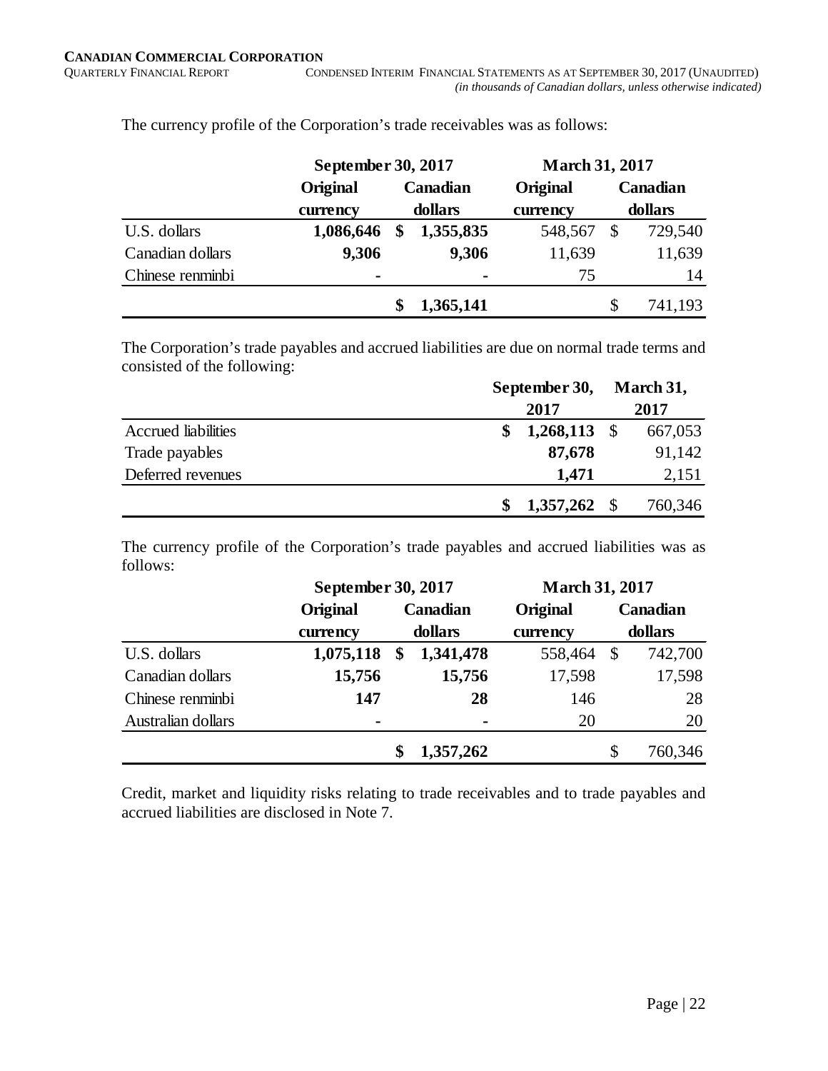The currency profile of the Corporation's trade receivables was as follows:

| | September 30, 2017 | | March 31, 2017 | |
|---|---|---|---|---|
| | Original currency | Canadian dollars | Original currency | Canadian dollars |
| U.S. dollars | **1,086,646** | **$ 1,355,835** | 548,567 | $ 729,540 |
| Canadian dollars | **9,306** | **9,306** | 11,639 | 11,639 |
| Chinese renminbi | **-** | **-** | 75 | 14 |
| | | **$ 1,365,141** | | $ 741,193 |

The Corporation's trade payables and accrued liabilities are due on normal trade terms and consisted of the following:

| | September 30, 2017 | March 31, 2017 |
|---|---|---|
| Accrued liabilities | **$ 1,268,113** | $ 667,053 |
| Trade payables | **87,678** | 91,142 |
| Deferred revenues | **1,471** | 2,151 |
| | **$ 1,357,262** | $ 760,346 |

The currency profile of the Corporation's trade payables and accrued liabilities was as follows:

| | September 30, 2017 | | March 31, 2017 | |
|---|---|---|---|---|
| | Original currency | Canadian dollars | Original currency | Canadian dollars |
| U.S. dollars | **1,075,118** | **$ 1,341,478** | 558,464 | $ 742,700 |
| Canadian dollars | **15,756** | **15,756** | 17,598 | 17,598 |
| Chinese renminbi | **147** | **28** | 146 | 28 |
| Australian dollars | **-** | **-** | 20 | 20 |
| | | **$ 1,357,262** | | $ 760,346 |

Credit, market and liquidity risks relating to trade receivables and to trade payables and accrued liabilities are disclosed in Note 7.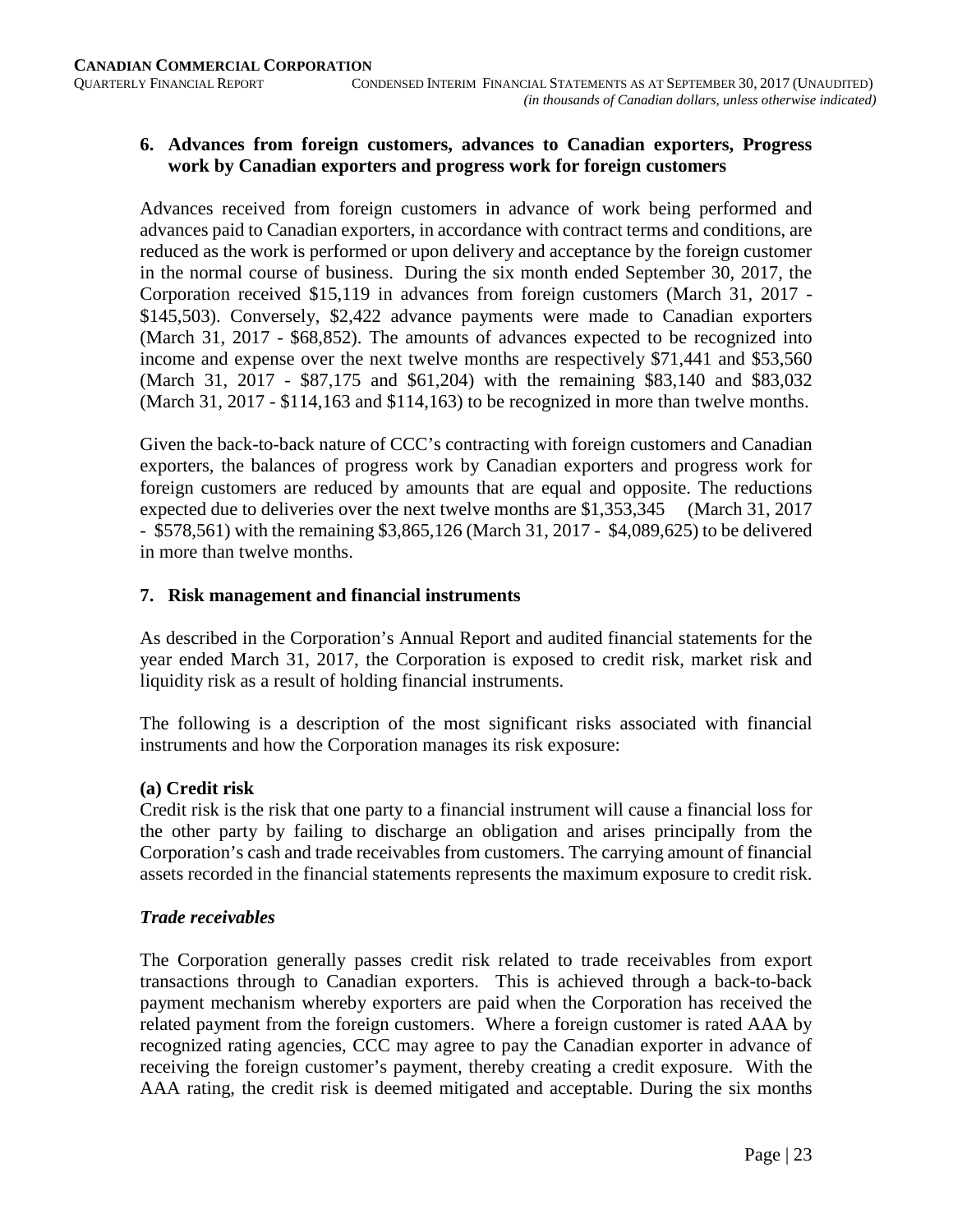## 6. Advances from foreign customers, advances to Canadian exporters, Progress work by Canadian exporters and progress work for foreign customers

Advances received from foreign customers in advance of work being performed and advances paid to Canadian exporters, in accordance with contract terms and conditions, are reduced as the work is performed or upon delivery and acceptance by the foreign customer in the normal course of business. During the six month ended September 30, 2017, the Corporation received $15,119 in advances from foreign customers (March 31, 2017 - $145,503). Conversely, $2,422 advance payments were made to Canadian exporters (March 31, 2017 - $68,852). The amounts of advances expected to be recognized into income and expense over the next twelve months are respectively $71,441 and $53,560 (March 31, 2017 - $87,175 and $61,204) with the remaining $83,140 and $83,032 (March 31, 2017 - $114,163 and $114,163) to be recognized in more than twelve months.

Given the back-to-back nature of CCC's contracting with foreign customers and Canadian exporters, the balances of progress work by Canadian exporters and progress work for foreign customers are reduced by amounts that are equal and opposite. The reductions expected due to deliveries over the next twelve months are $1,353,345 (March 31, 2017 - $578,561) with the remaining $3,865,126 (March 31, 2017 - $4,089,625) to be delivered in more than twelve months.

## 7. Risk management and financial instruments

As described in the Corporation's Annual Report and audited financial statements for the year ended March 31, 2017, the Corporation is exposed to credit risk, market risk and liquidity risk as a result of holding financial instruments.

The following is a description of the most significant risks associated with financial instruments and how the Corporation manages its risk exposure:

### (a) Credit risk

Credit risk is the risk that one party to a financial instrument will cause a financial loss for the other party by failing to discharge an obligation and arises principally from the Corporation's cash and trade receivables from customers. The carrying amount of financial assets recorded in the financial statements represents the maximum exposure to credit risk.

### *Trade receivables*

The Corporation generally passes credit risk related to trade receivables from export transactions through to Canadian exporters. This is achieved through a back-to-back payment mechanism whereby exporters are paid when the Corporation has received the related payment from the foreign customers. Where a foreign customer is rated AAA by recognized rating agencies, CCC may agree to pay the Canadian exporter in advance of receiving the foreign customer's payment, thereby creating a credit exposure. With the AAA rating, the credit risk is deemed mitigated and acceptable. During the six months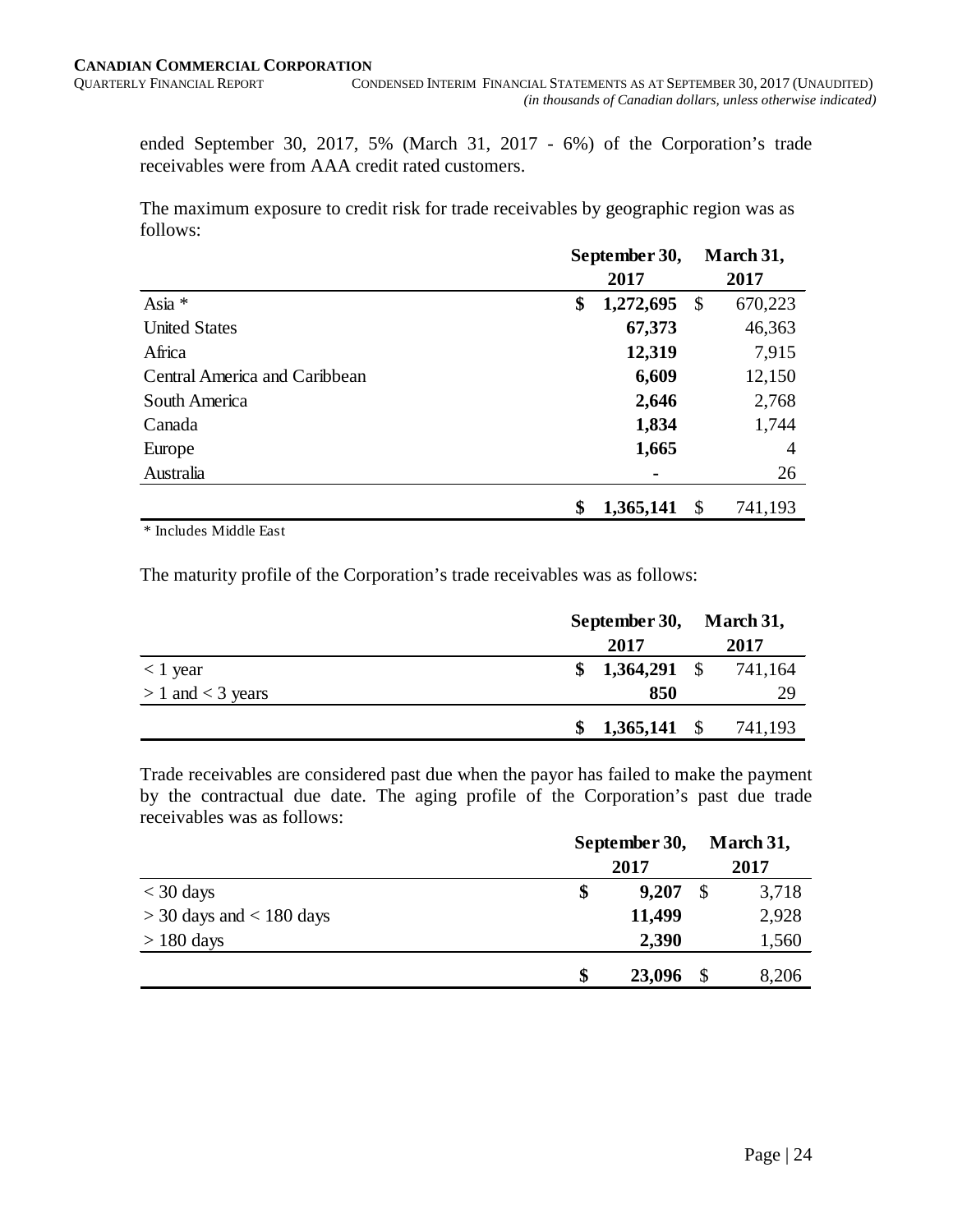ended September 30, 2017, 5% (March 31, 2017 - 6%) of the Corporation's trade receivables were from AAA credit rated customers.

The maximum exposure to credit risk for trade receivables by geographic region was as follows:

| | September 30, 2017 | March 31, 2017 |
|---|---|---|
| Asia * | $ **1,272,695** | $ 670,223 |
| United States | **67,373** | 46,363 |
| Africa | **12,319** | 7,915 |
| Central America and Caribbean | **6,609** | 12,150 |
| South America | **2,646** | 2,768 |
| Canada | **1,834** | 1,744 |
| Europe | **1,665** | 4 |
| Australia | **-** | 26 |
| | $ **1,365,141** | $ 741,193 |

\* Includes Middle East

The maturity profile of the Corporation's trade receivables was as follows:

| | September 30, 2017 | March 31, 2017 |
|---|---|---|
| < 1 year | $ **1,364,291** | $ 741,164 |
| > 1 and < 3 years | **850** | 29 |
| | $ **1,365,141** | $ 741,193 |

Trade receivables are considered past due when the payor has failed to make the payment by the contractual due date. The aging profile of the Corporation's past due trade receivables was as follows:

| | September 30, 2017 | March 31, 2017 |
|---|---|---|
| < 30 days | $ **9,207** | $ 3,718 |
| > 30 days and < 180 days | **11,499** | 2,928 |
| > 180 days | **2,390** | 1,560 |
| | $ **23,096** | $ 8,206 |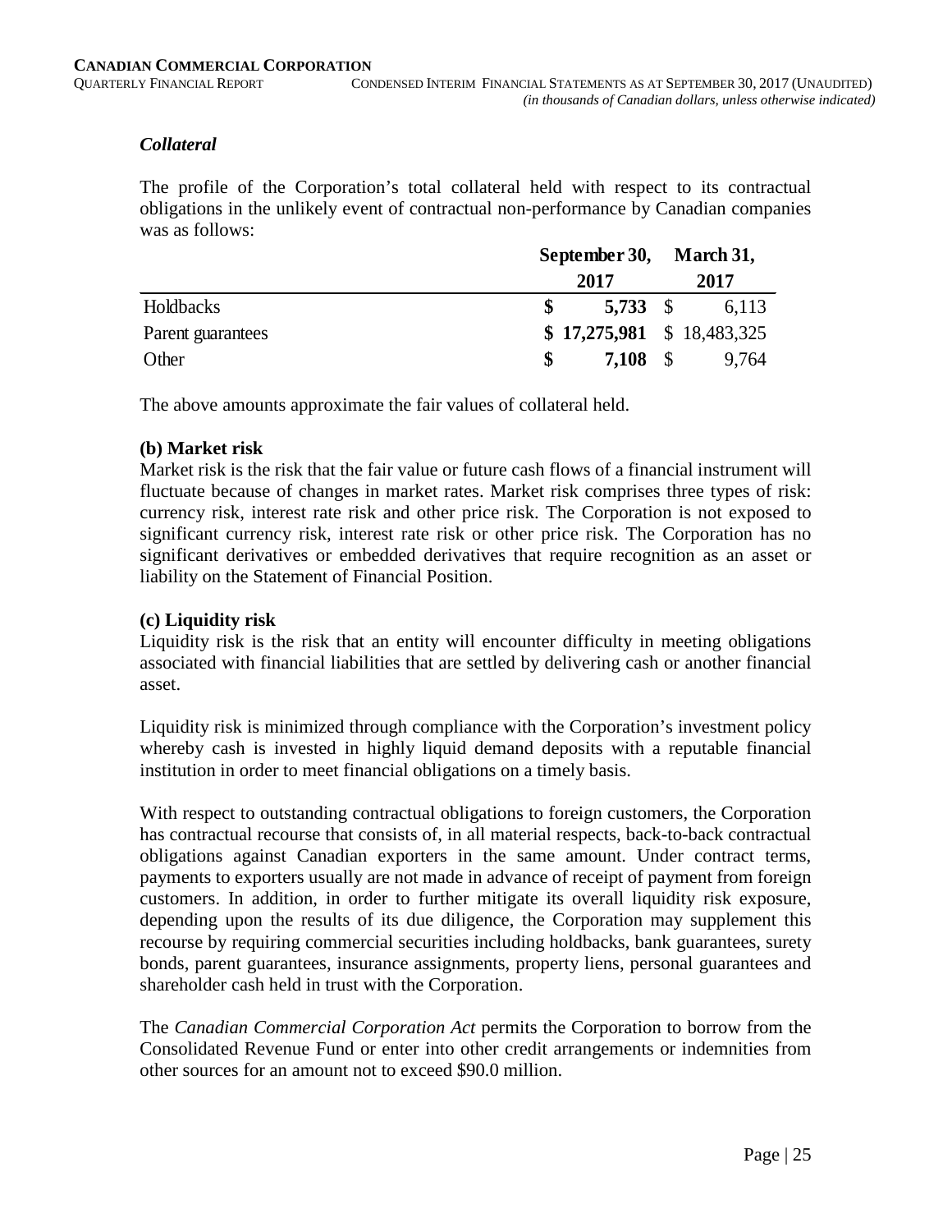### *Collateral*

The profile of the Corporation's total collateral held with respect to its contractual obligations in the unlikely event of contractual non-performance by Canadian companies was as follows:

| | September 30, 2017 | March 31, 2017 |
|---|---|---|
| Holdbacks | **$ 5,733** | $ 6,113 |
| Parent guarantees | **$ 17,275,981** | $ 18,483,325 |
| Other | **$ 7,108** | $ 9,764 |

The above amounts approximate the fair values of collateral held.

**(b) Market risk**

Market risk is the risk that the fair value or future cash flows of a financial instrument will fluctuate because of changes in market rates. Market risk comprises three types of risk: currency risk, interest rate risk and other price risk. The Corporation is not exposed to significant currency risk, interest rate risk or other price risk. The Corporation has no significant derivatives or embedded derivatives that require recognition as an asset or liability on the Statement of Financial Position.

**(c) Liquidity risk**

Liquidity risk is the risk that an entity will encounter difficulty in meeting obligations associated with financial liabilities that are settled by delivering cash or another financial asset.

Liquidity risk is minimized through compliance with the Corporation's investment policy whereby cash is invested in highly liquid demand deposits with a reputable financial institution in order to meet financial obligations on a timely basis.

With respect to outstanding contractual obligations to foreign customers, the Corporation has contractual recourse that consists of, in all material respects, back-to-back contractual obligations against Canadian exporters in the same amount. Under contract terms, payments to exporters usually are not made in advance of receipt of payment from foreign customers. In addition, in order to further mitigate its overall liquidity risk exposure, depending upon the results of its due diligence, the Corporation may supplement this recourse by requiring commercial securities including holdbacks, bank guarantees, surety bonds, parent guarantees, insurance assignments, property liens, personal guarantees and shareholder cash held in trust with the Corporation.

The *Canadian Commercial Corporation Act* permits the Corporation to borrow from the Consolidated Revenue Fund or enter into other credit arrangements or indemnities from other sources for an amount not to exceed $90.0 million.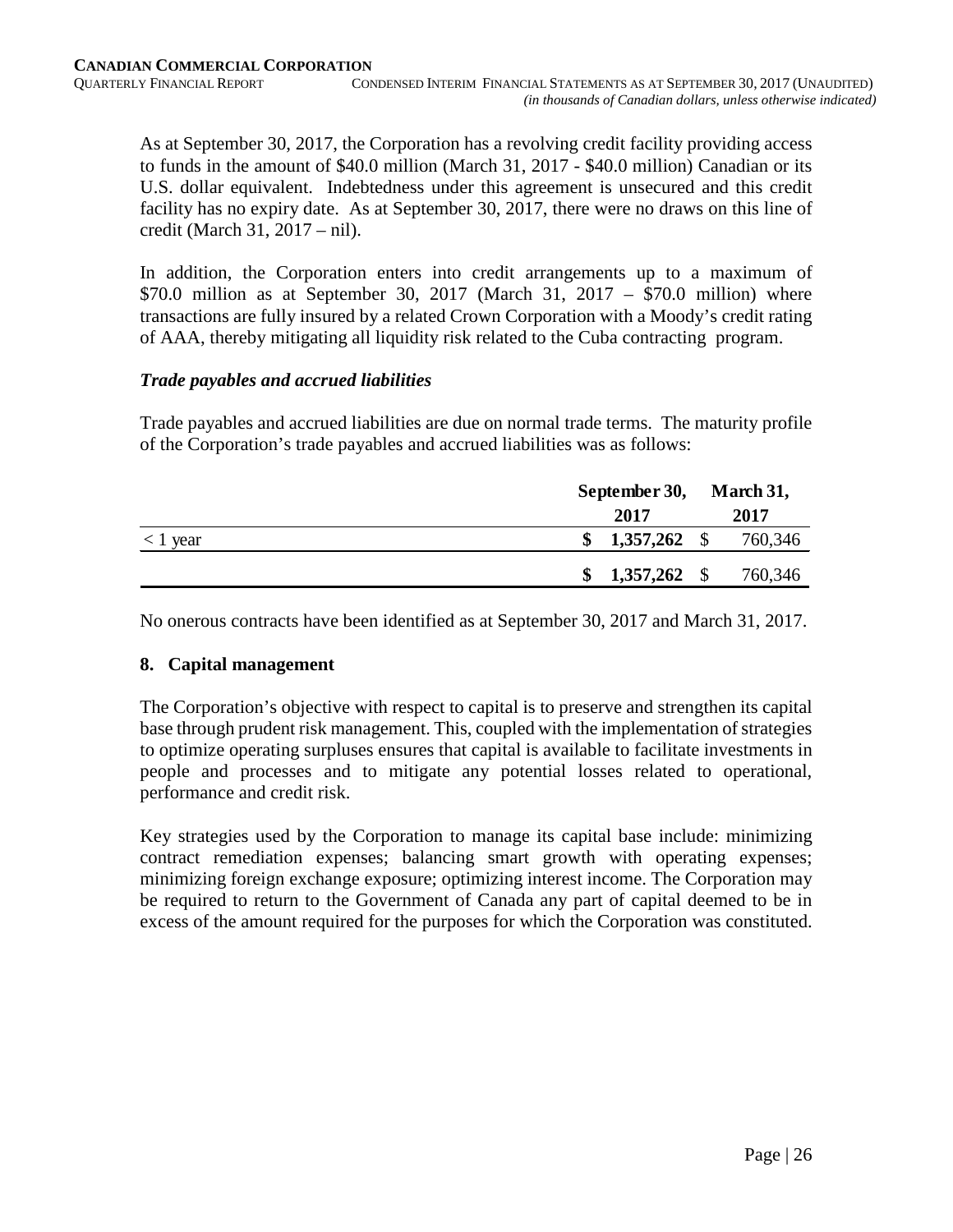As at September 30, 2017, the Corporation has a revolving credit facility providing access to funds in the amount of $40.0 million (March 31, 2017 - $40.0 million) Canadian or its U.S. dollar equivalent. Indebtedness under this agreement is unsecured and this credit facility has no expiry date. As at September 30, 2017, there were no draws on this line of credit (March 31, 2017 – nil).

In addition, the Corporation enters into credit arrangements up to a maximum of $70.0 million as at September 30, 2017 (March 31, 2017 – $70.0 million) where transactions are fully insured by a related Crown Corporation with a Moody's credit rating of AAA, thereby mitigating all liquidity risk related to the Cuba contracting program.

### *Trade payables and accrued liabilities*

Trade payables and accrued liabilities are due on normal trade terms. The maturity profile of the Corporation's trade payables and accrued liabilities was as follows:

| | September 30, 2017 | March 31, 2017 |
|---|---|---|
| < 1 year | **$ 1,357,262** | $ 760,346 |
| | **$ 1,357,262** | $ 760,346 |

No onerous contracts have been identified as at September 30, 2017 and March 31, 2017.

## 8. Capital management

The Corporation's objective with respect to capital is to preserve and strengthen its capital base through prudent risk management. This, coupled with the implementation of strategies to optimize operating surpluses ensures that capital is available to facilitate investments in people and processes and to mitigate any potential losses related to operational, performance and credit risk.

Key strategies used by the Corporation to manage its capital base include: minimizing contract remediation expenses; balancing smart growth with operating expenses; minimizing foreign exchange exposure; optimizing interest income. The Corporation may be required to return to the Government of Canada any part of capital deemed to be in excess of the amount required for the purposes for which the Corporation was constituted.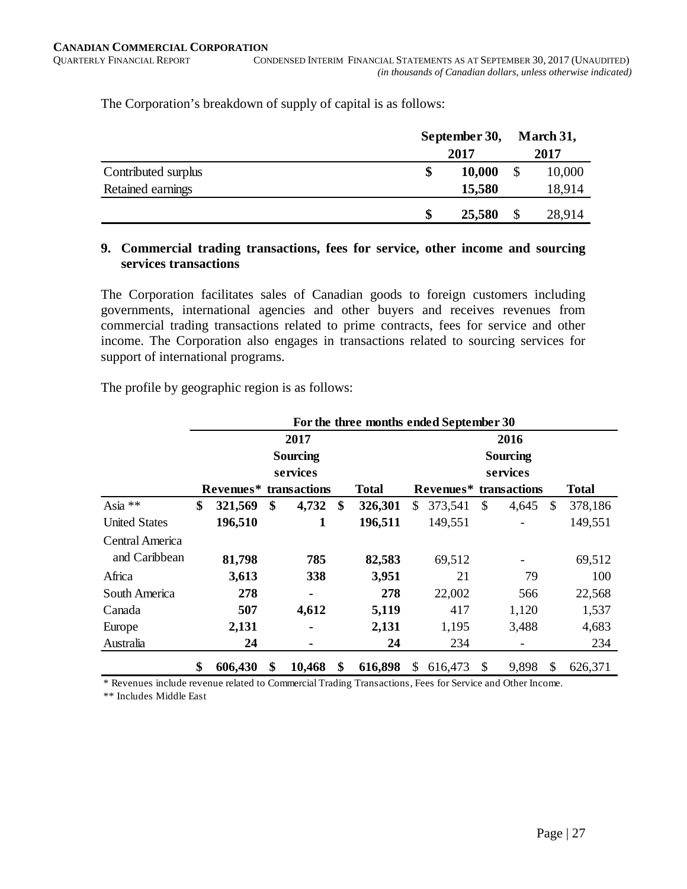The Corporation's breakdown of supply of capital is as follows:

| | September 30, 2017 | March 31, 2017 |
|---|---|---|
| Contributed surplus | **$ 10,000** | $ 10,000 |
| Retained earnings | **15,580** | 18,914 |
| | **$ 25,580** | $ 28,914 |

## 9. Commercial trading transactions, fees for service, other income and sourcing services transactions

The Corporation facilitates sales of Canadian goods to foreign customers including governments, international agencies and other buyers and receives revenues from commercial trading transactions related to prime contracts, fees for service and other income. The Corporation also engages in transactions related to sourcing services for support of international programs.

The profile by geographic region is as follows:

| | For the three months ended September 30 | | | | | |
|---|---|---|---|---|---|---|
| | **2017** | | | 2016 | | |
| | **Revenues*** | **Sourcing services transactions** | **Total** | Revenues* | Sourcing services transactions | Total |
| Asia ** | **$ 321,569** | **$ 4,732** | **$ 326,301** | $ 373,541 | $ 4,645 | $ 378,186 |
| United States | **196,510** | **1** | **196,511** | 149,551 | - | 149,551 |
| Central America and Caribbean | **81,798** | **785** | **82,583** | 69,512 | - | 69,512 |
| Africa | **3,613** | **338** | **3,951** | 21 | 79 | 100 |
| South America | **278** | **-** | **278** | 22,002 | 566 | 22,568 |
| Canada | **507** | **4,612** | **5,119** | 417 | 1,120 | 1,537 |
| Europe | **2,131** | **-** | **2,131** | 1,195 | 3,488 | 4,683 |
| Australia | **24** | **-** | **24** | 234 | - | 234 |
| | **$ 606,430** | **$ 10,468** | **$ 616,898** | $ 616,473 | $ 9,898 | $ 626,371 |

\* Revenues include revenue related to Commercial Trading Transactions, Fees for Service and Other Income.

** Includes Middle East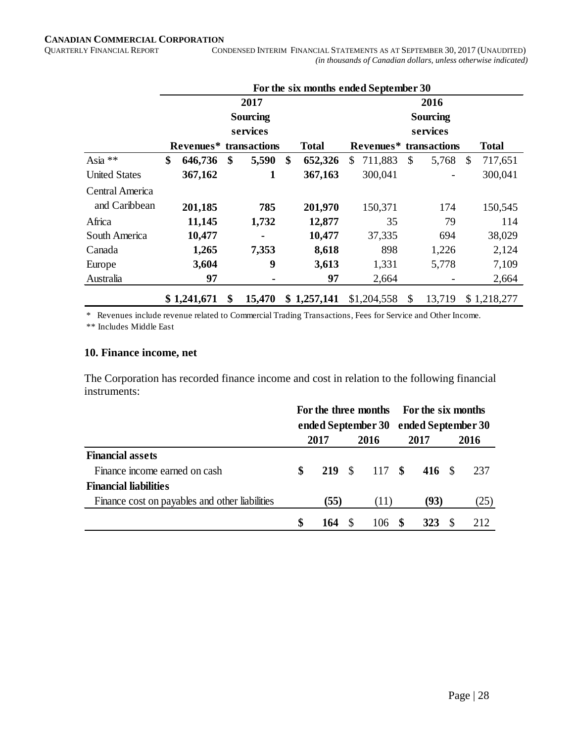| | For the six months ended September 30 | | | | | |
|---|---|---|---|---|---|---|
| | 2017 | | | 2016 | | |
| | Revenues* | Sourcing services transactions | Total | Revenues* | Sourcing services transactions | Total |
| Asia ** | **$ 646,736** | **$ 5,590** | **$ 652,326** | $ 711,883 | $ 5,768 | $ 717,651 |
| United States | **367,162** | **1** | **367,163** | 300,041 | - | 300,041 |
| Central America and Caribbean | **201,185** | **785** | **201,970** | 150,371 | 174 | 150,545 |
| Africa | **11,145** | **1,732** | **12,877** | 35 | 79 | 114 |
| South America | **10,477** | **-** | **10,477** | 37,335 | 694 | 38,029 |
| Canada | **1,265** | **7,353** | **8,618** | 898 | 1,226 | 2,124 |
| Europe | **3,604** | **9** | **3,613** | 1,331 | 5,778 | 7,109 |
| Australia | **97** | **-** | **97** | 2,664 | - | 2,664 |
| | **$ 1,241,671** | **$ 15,470** | **$ 1,257,141** | $1,204,558 | $ 13,719 | $ 1,218,277 |

\* Revenues include revenue related to Commercial Trading Transactions, Fees for Service and Other Income.

** Includes Middle East

### 10. Finance income, net

The Corporation has recorded finance income and cost in relation to the following financial instruments:

| | For the three months ended September 30 | | For the six months ended September 30 | |
|---|---|---|---|---|
| | 2017 | 2016 | 2017 | 2016 |
| **Financial assets** | | | | |
| Finance income earned on cash | **$ 219** | $ 117 | **$ 416** | $ 237 |
| **Financial liabilities** | | | | |
| Finance cost on payables and other liabilities | **(55)** | (11) | **(93)** | (25) |
| | **$ 164** | $ 106 | **$ 323** | $ 212 |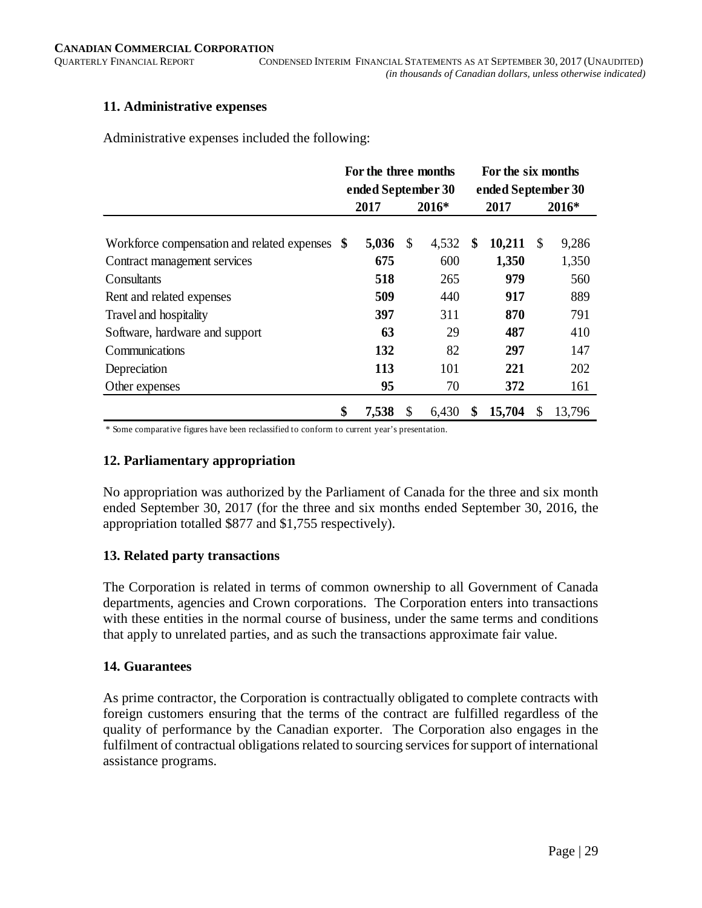## 11. Administrative expenses

Administrative expenses included the following:

| | For the three months ended September 30 | | For the six months ended September 30 | |
|---|---|---|---|---|
| | **2017** | **2016*** | **2017** | **2016*** |
| Workforce compensation and related expenses | **$ 5,036** | $ 4,532 | **$ 10,211** | $ 9,286 |
| Contract management services | **675** | 600 | **1,350** | 1,350 |
| Consultants | **518** | 265 | **979** | 560 |
| Rent and related expenses | **509** | 440 | **917** | 889 |
| Travel and hospitality | **397** | 311 | **870** | 791 |
| Software, hardware and support | **63** | 29 | **487** | 410 |
| Communications | **132** | 82 | **297** | 147 |
| Depreciation | **113** | 101 | **221** | 202 |
| Other expenses | **95** | 70 | **372** | 161 |
| | **$ 7,538** | $ 6,430 | **$ 15,704** | $ 13,796 |

\* Some comparative figures have been reclassified to conform to current year's presentation.

## 12. Parliamentary appropriation

No appropriation was authorized by the Parliament of Canada for the three and six month ended September 30, 2017 (for the three and six months ended September 30, 2016, the appropriation totalled $877 and $1,755 respectively).

## 13. Related party transactions

The Corporation is related in terms of common ownership to all Government of Canada departments, agencies and Crown corporations. The Corporation enters into transactions with these entities in the normal course of business, under the same terms and conditions that apply to unrelated parties, and as such the transactions approximate fair value.

## 14. Guarantees

As prime contractor, the Corporation is contractually obligated to complete contracts with foreign customers ensuring that the terms of the contract are fulfilled regardless of the quality of performance by the Canadian exporter. The Corporation also engages in the fulfilment of contractual obligations related to sourcing services for support of international assistance programs.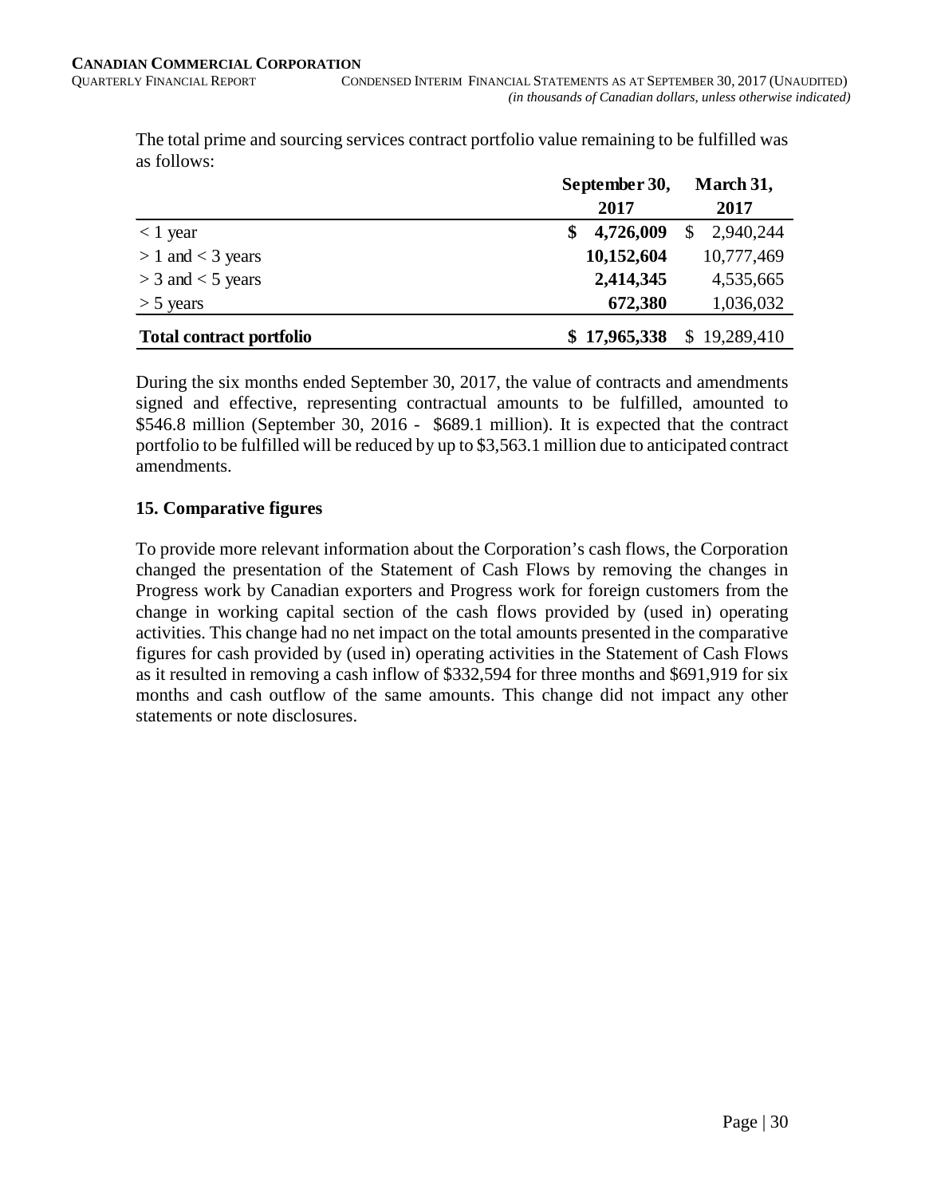The total prime and sourcing services contract portfolio value remaining to be fulfilled was as follows:

| | September 30, 2017 | March 31, 2017 |
|---|---|---|
| < 1 year | **$ 4,726,009** | $ 2,940,244 |
| > 1 and < 3 years | **10,152,604** | 10,777,469 |
| > 3 and < 5 years | **2,414,345** | 4,535,665 |
| > 5 years | **672,380** | 1,036,032 |
| **Total contract portfolio** | **$ 17,965,338** | $ 19,289,410 |

During the six months ended September 30, 2017, the value of contracts and amendments signed and effective, representing contractual amounts to be fulfilled, amounted to $546.8 million (September 30, 2016 - $689.1 million). It is expected that the contract portfolio to be fulfilled will be reduced by up to $3,563.1 million due to anticipated contract amendments.

## 15. Comparative figures

To provide more relevant information about the Corporation's cash flows, the Corporation changed the presentation of the Statement of Cash Flows by removing the changes in Progress work by Canadian exporters and Progress work for foreign customers from the change in working capital section of the cash flows provided by (used in) operating activities. This change had no net impact on the total amounts presented in the comparative figures for cash provided by (used in) operating activities in the Statement of Cash Flows as it resulted in removing a cash inflow of $332,594 for three months and $691,919 for six months and cash outflow of the same amounts. This change did not impact any other statements or note disclosures.